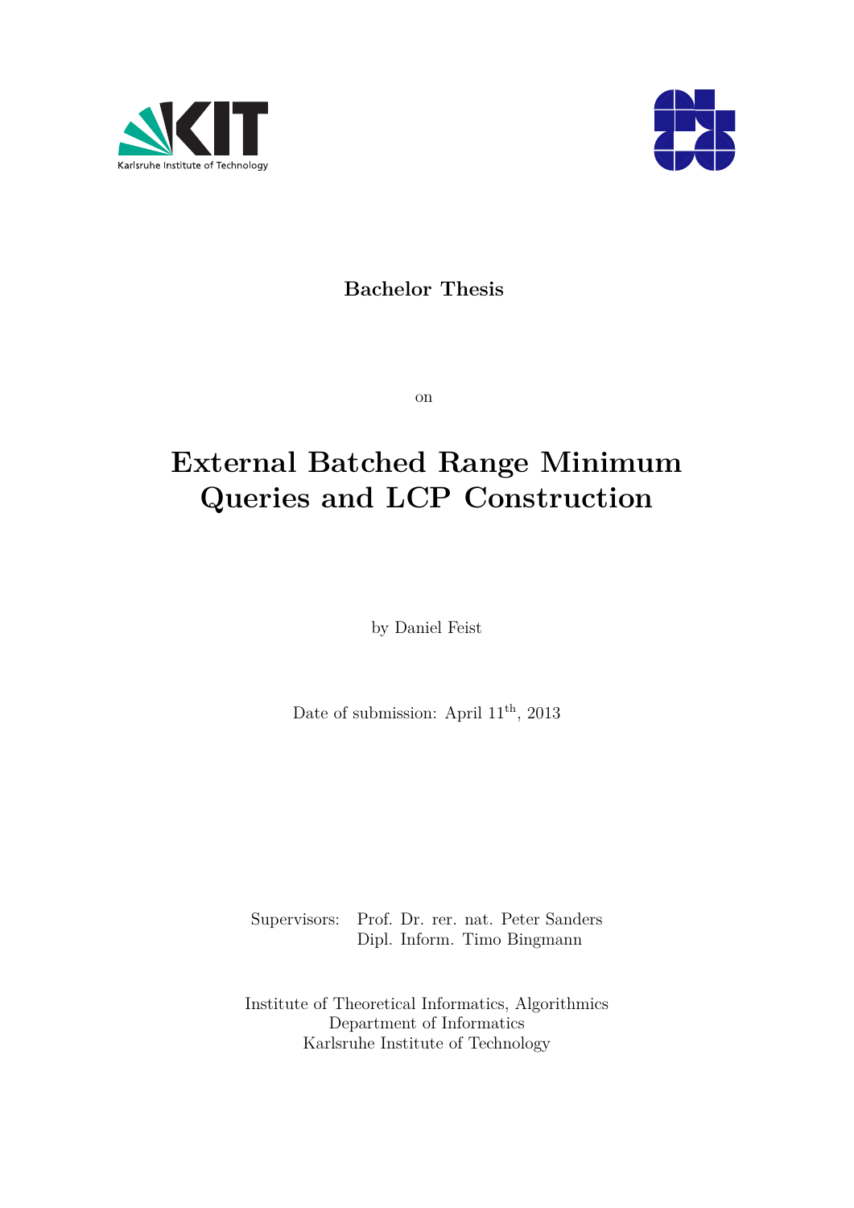Karlsruhe Institute of Technology

**Bachelor Thesis**

on

# External Batched Range Minimum Queries and LCP Construction

by Daniel Feist

Date of submission: April 11th, 2013

Supervisors: Prof. Dr. rer. nat. Peter Sanders
Dipl. Inform. Timo Bingmann

Institute of Theoretical Informatics, Algorithmics
Department of Informatics
Karlsruhe Institute of Technology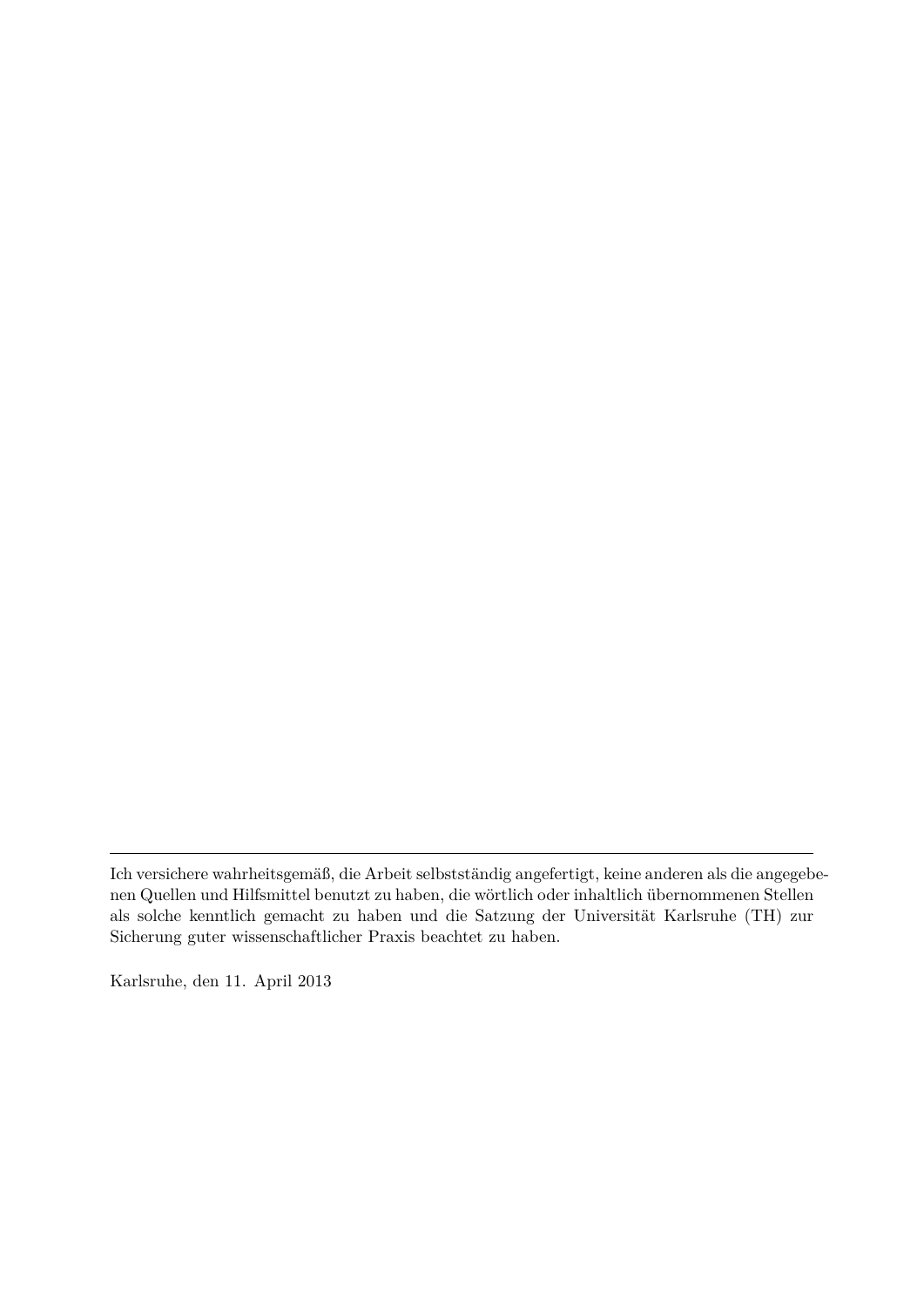---

Ich versichere wahrheitsgemäß, die Arbeit selbstständig angefertigt, keine anderen als die angegebenen Quellen und Hilfsmittel benutzt zu haben, die wörtlich oder inhaltlich übernommenen Stellen als solche kenntlich gemacht zu haben und die Satzung der Universität Karlsruhe (TH) zur Sicherung guter wissenschaftlicher Praxis beachtet zu haben.

Karlsruhe, den 11. April 2013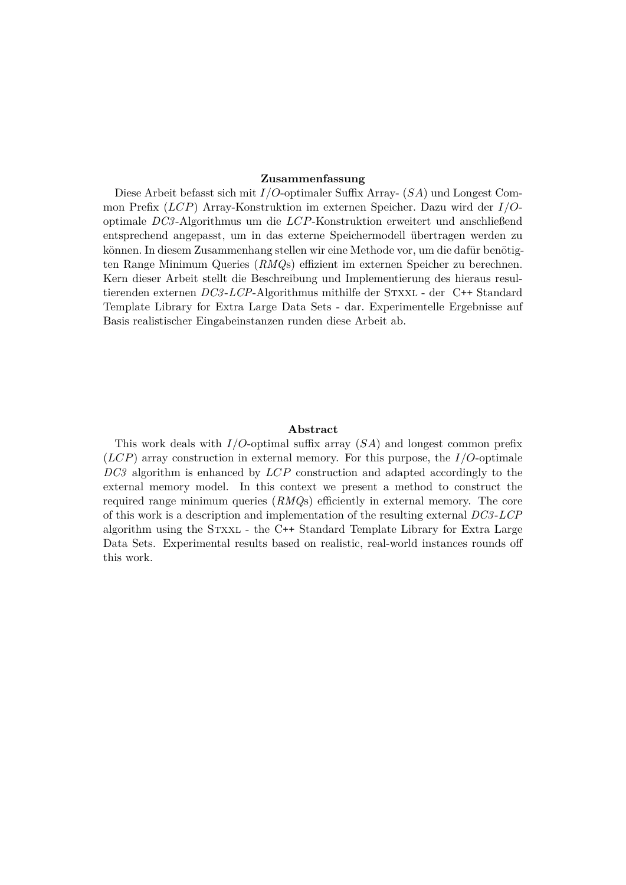**Zusammenfassung**

Diese Arbeit befasst sich mit *I/O*-optimaler Suffix Array- (*SA*) und Longest Common Prefix (*LCP*) Array-Konstruktion im externen Speicher. Dazu wird der *I/O*-optimale *DC3*-Algorithmus um die *LCP*-Konstruktion erweitert und anschließend entsprechend angepasst, um in das externe Speichermodell übertragen werden zu können. In diesem Zusammenhang stellen wir eine Methode vor, um die dafür benötigten Range Minimum Queries (*RMQ*s) effizient im externen Speicher zu berechnen. Kern dieser Arbeit stellt die Beschreibung und Implementierung des hieraus resultierenden externen *DC3*-*LCP*-Algorithmus mithilfe der Stxxl - der C++ Standard Template Library for Extra Large Data Sets - dar. Experimentelle Ergebnisse auf Basis realistischer Eingabeinstanzen runden diese Arbeit ab.

**Abstract**

This work deals with *I/O*-optimal suffix array (*SA*) and longest common prefix (*LCP*) array construction in external memory. For this purpose, the *I/O*-optimale *DC3* algorithm is enhanced by *LCP* construction and adapted accordingly to the external memory model. In this context we present a method to construct the required range minimum queries (*RMQ*s) efficiently in external memory. The core of this work is a description and implementation of the resulting external *DC3*-*LCP* algorithm using the Stxxl - the C++ Standard Template Library for Extra Large Data Sets. Experimental results based on realistic, real-world instances rounds off this work.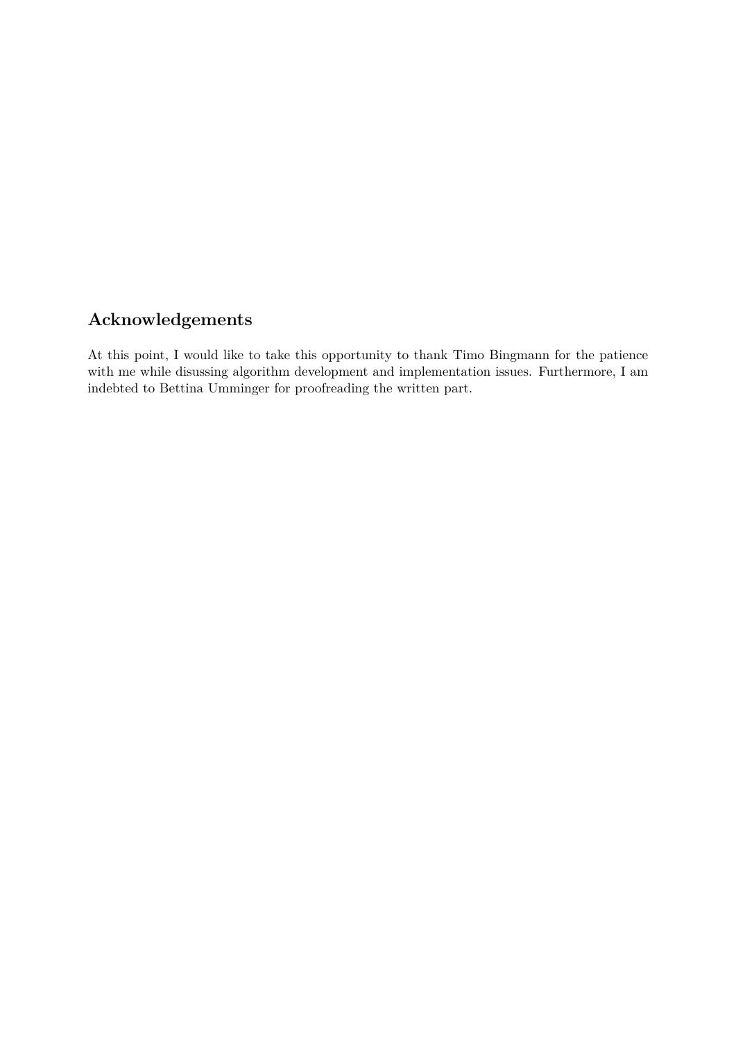## Acknowledgements

At this point, I would like to take this opportunity to thank Timo Bingmann for the patience with me while disussing algorithm development and implementation issues. Furthermore, I am indebted to Bettina Umminger for proofreading the written part.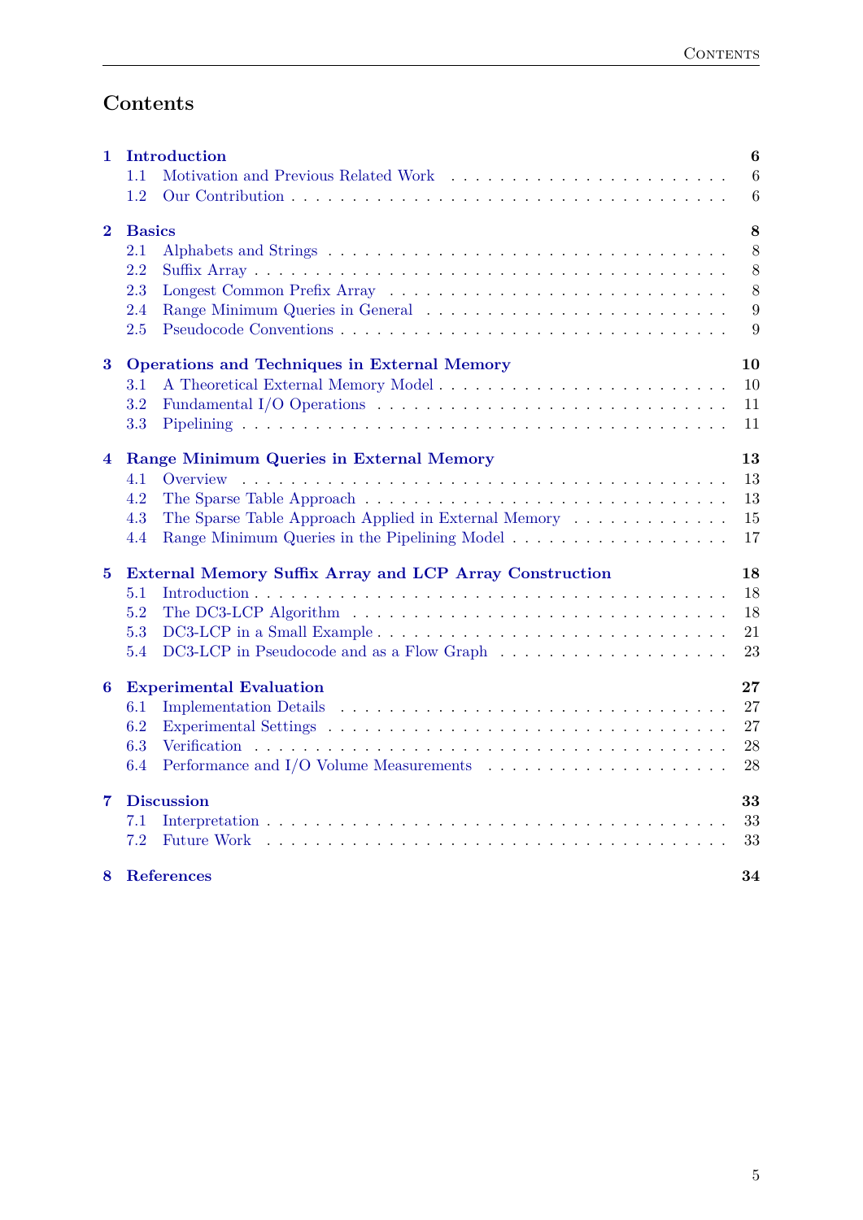# Contents

**1 Introduction** **6**
- 1.1 Motivation and Previous Related Work . . . . . . . . . . 6
- 1.2 Our Contribution . . . . . . . . . . 6

**2 Basics** **8**
- 2.1 Alphabets and Strings . . . . . . . . . . 8
- 2.2 Suffix Array . . . . . . . . . . 8
- 2.3 Longest Common Prefix Array . . . . . . . . . . 8
- 2.4 Range Minimum Queries in General . . . . . . . . . . 9
- 2.5 Pseudocode Conventions . . . . . . . . . . 9

**3 Operations and Techniques in External Memory** **10**
- 3.1 A Theoretical External Memory Model . . . . . . . . . . 10
- 3.2 Fundamental I/O Operations . . . . . . . . . . 11
- 3.3 Pipelining . . . . . . . . . . 11

**4 Range Minimum Queries in External Memory** **13**
- 4.1 Overview . . . . . . . . . . 13
- 4.2 The Sparse Table Approach . . . . . . . . . . 13
- 4.3 The Sparse Table Approach Applied in External Memory . . . . . . . . . . 15
- 4.4 Range Minimum Queries in the Pipelining Model . . . . . . . . . . 17

**5 External Memory Suffix Array and LCP Array Construction** **18**
- 5.1 Introduction . . . . . . . . . . 18
- 5.2 The DC3-LCP Algorithm . . . . . . . . . . 18
- 5.3 DC3-LCP in a Small Example . . . . . . . . . . 21
- 5.4 DC3-LCP in Pseudocode and as a Flow Graph . . . . . . . . . . 23

**6 Experimental Evaluation** **27**
- 6.1 Implementation Details . . . . . . . . . . 27
- 6.2 Experimental Settings . . . . . . . . . . 27
- 6.3 Verification . . . . . . . . . . 28
- 6.4 Performance and I/O Volume Measurements . . . . . . . . . . 28

**7 Discussion** **33**
- 7.1 Interpretation . . . . . . . . . . 33
- 7.2 Future Work . . . . . . . . . . 33

**8 References** **34**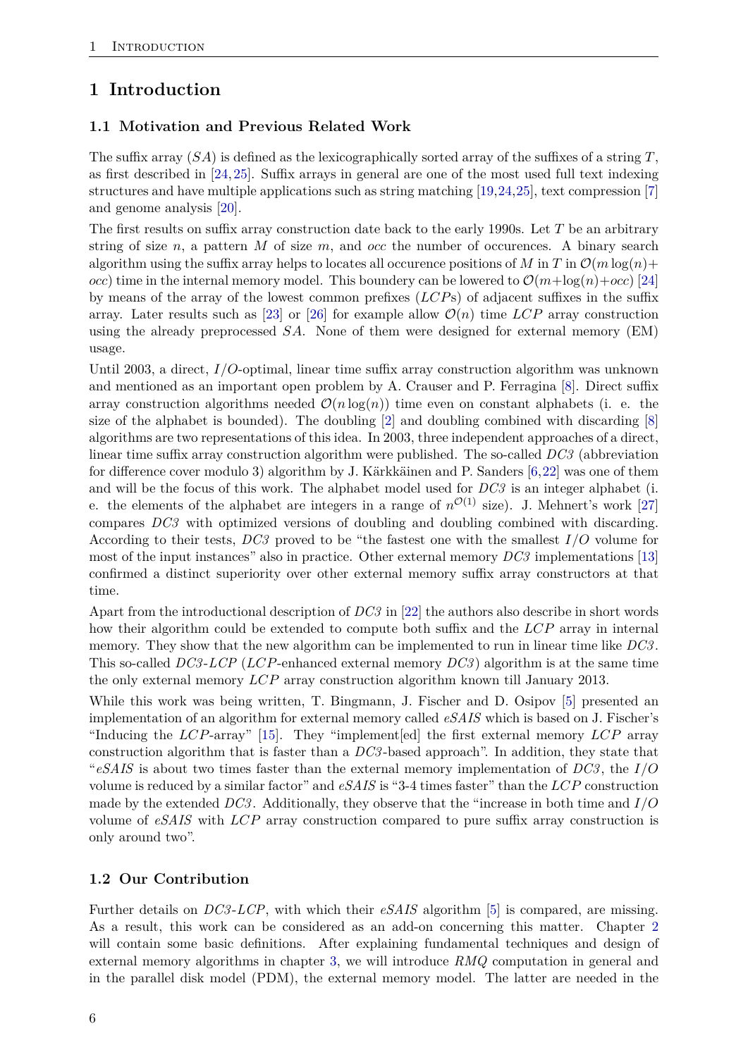# 1 Introduction

## 1.1 Motivation and Previous Related Work

The suffix array (*SA*) is defined as the lexicographically sorted array of the suffixes of a string $T$, as first described in [24, 25]. Suffix arrays in general are one of the most used full text indexing structures and have multiple applications such as string matching [19,24,25], text compression [7] and genome analysis [20].

The first results on suffix array construction date back to the early 1990s. Let $T$ be an arbitrary string of size $n$, a pattern $M$ of size $m$, and $occ$ the number of occurences. A binary search algorithm using the suffix array helps to locates all occurence positions of $M$ in $T$ in $\mathcal{O}(m \log(n) + occ)$ time in the internal memory model. This boundery can be lowered to $\mathcal{O}(m + \log(n) + occ)$ [24] by means of the array of the lowest common prefixes (*LCP*s) of adjacent suffixes in the suffix array. Later results such as [23] or [26] for example allow $\mathcal{O}(n)$ time *LCP* array construction using the already preprocessed *SA*. None of them were designed for external memory (EM) usage.

Until 2003, a direct, *I/O*-optimal, linear time suffix array construction algorithm was unknown and mentioned as an important open problem by A. Crauser and P. Ferragina [8]. Direct suffix array construction algorithms needed $\mathcal{O}(n \log(n))$ time even on constant alphabets (i. e. the size of the alphabet is bounded). The doubling [2] and doubling combined with discarding [8] algorithms are two representations of this idea. In 2003, three independent approaches of a direct, linear time suffix array construction algorithm were published. The so-called *DC3* (abbreviation for difference cover modulo 3) algorithm by J. Kärkkäinen and P. Sanders [6,22] was one of them and will be the focus of this work. The alphabet model used for *DC3* is an integer alphabet (i. e. the elements of the alphabet are integers in a range of $n^{\mathcal{O}(1)}$ size). J. Mehnert's work [27] compares *DC3* with optimized versions of doubling and doubling combined with discarding. According to their tests, *DC3* proved to be "the fastest one with the smallest *I/O* volume for most of the input instances" also in practice. Other external memory *DC3* implementations [13] confirmed a distinct superiority over other external memory suffix array constructors at that time.

Apart from the introductional description of *DC3* in [22] the authors also describe in short words how their algorithm could be extended to compute both suffix and the *LCP* array in internal memory. They show that the new algorithm can be implemented to run in linear time like *DC3*. This so-called *DC3-LCP* (*LCP*-enhanced external memory *DC3*) algorithm is at the same time the only external memory *LCP* array construction algorithm known till January 2013.

While this work was being written, T. Bingmann, J. Fischer and D. Osipov [5] presented an implementation of an algorithm for external memory called *eSAIS* which is based on J. Fischer's "Inducing the *LCP*-array" [15]. They "implement[ed] the first external memory *LCP* array construction algorithm that is faster than a *DC3*-based approach". In addition, they state that "*eSAIS* is about two times faster than the external memory implementation of *DC3*, the *I/O* volume is reduced by a similar factor" and *eSAIS* is "3-4 times faster" than the *LCP* construction made by the extended *DC3*. Additionally, they observe that the "increase in both time and *I/O* volume of *eSAIS* with *LCP* array construction compared to pure suffix array construction is only around two".

## 1.2 Our Contribution

Further details on *DC3-LCP*, with which their *eSAIS* algorithm [5] is compared, are missing. As a result, this work can be considered as an add-on concerning this matter. Chapter 2 will contain some basic definitions. After explaining fundamental techniques and design of external memory algorithms in chapter 3, we will introduce *RMQ* computation in general and in the parallel disk model (PDM), the external memory model. The latter are needed in the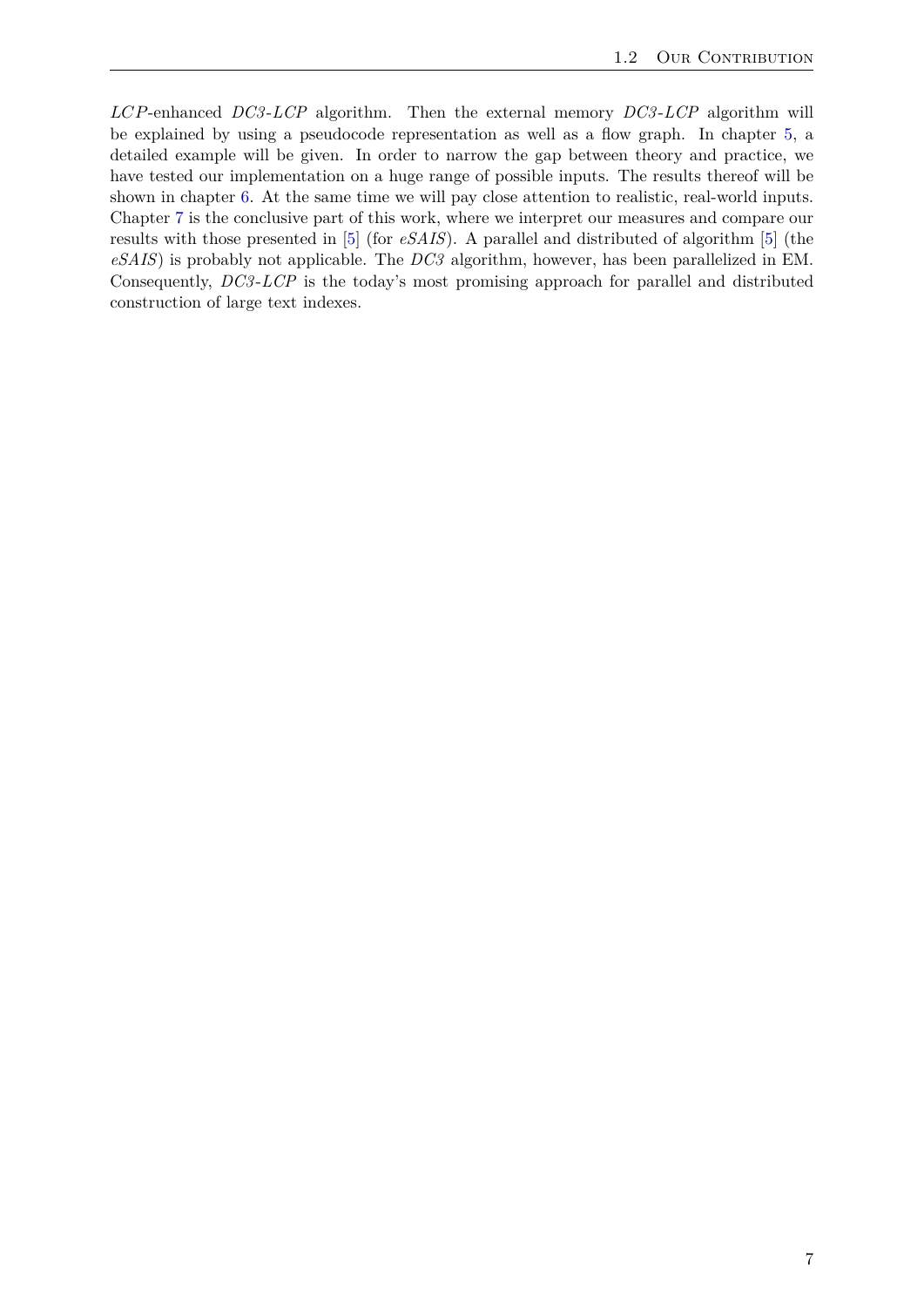*LCP*-enhanced *DC3-LCP* algorithm. Then the external memory *DC3-LCP* algorithm will be explained by using a pseudocode representation as well as a flow graph. In chapter 5, a detailed example will be given. In order to narrow the gap between theory and practice, we have tested our implementation on a huge range of possible inputs. The results thereof will be shown in chapter 6. At the same time we will pay close attention to realistic, real-world inputs. Chapter 7 is the conclusive part of this work, where we interpret our measures and compare our results with those presented in [5] (for *eSAIS*). A parallel and distributed of algorithm [5] (the *eSAIS*) is probably not applicable. The *DC3* algorithm, however, has been parallelized in EM. Consequently, *DC3-LCP* is the today's most promising approach for parallel and distributed construction of large text indexes.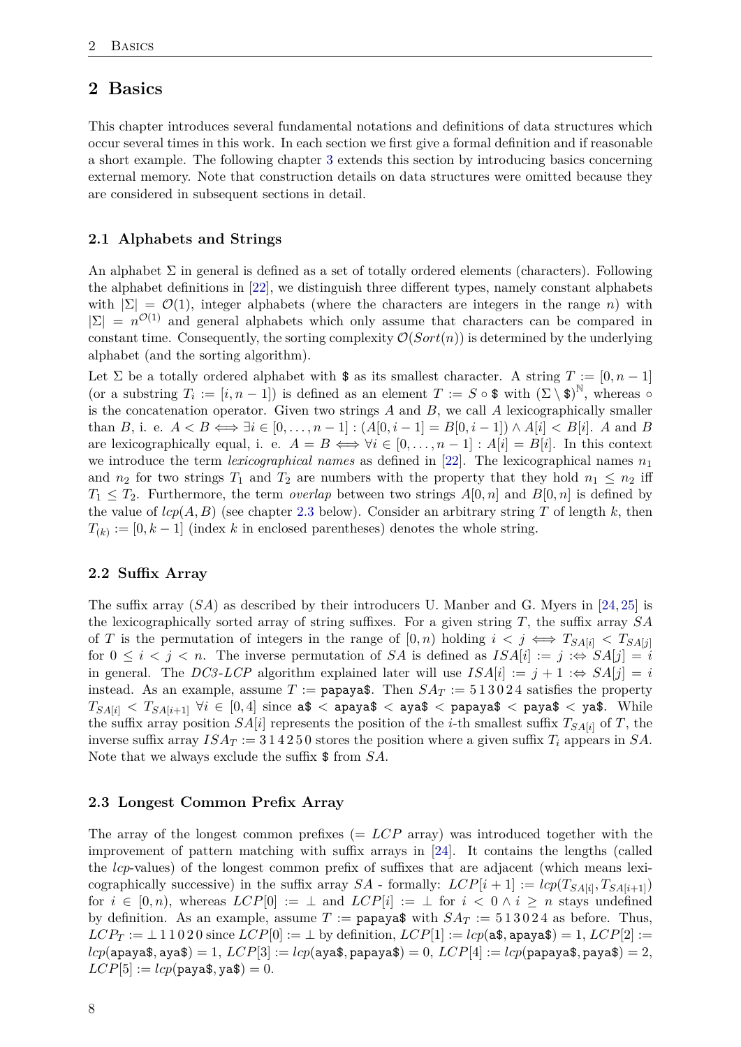# 2 Basics

This chapter introduces several fundamental notations and definitions of data structures which occur several times in this work. In each section we first give a formal definition and if reasonable a short example. The following chapter 3 extends this section by introducing basics concerning external memory. Note that construction details on data structures were omitted because they are considered in subsequent sections in detail.

## 2.1 Alphabets and Strings

An alphabet $\Sigma$ in general is defined as a set of totally ordered elements (characters). Following the alphabet definitions in [22], we distinguish three different types, namely constant alphabets with $|\Sigma| = \mathcal{O}(1)$, integer alphabets (where the characters are integers in the range $n$) with $|\Sigma| = n^{\mathcal{O}(1)}$ and general alphabets which only assume that characters can be compared in constant time. Consequently, the sorting complexity $\mathcal{O}(Sort(n))$ is determined by the underlying alphabet (and the sorting algorithm).

Let $\Sigma$ be a totally ordered alphabet with \$ as its smallest character. A string $T := [0, n-1]$ (or a substring $T_i := [i, n-1]$) is defined as an element $T := S \circ \$$ with $(\Sigma \setminus \$)^{\mathbb{N}}$, whereas $\circ$ is the concatenation operator. Given two strings $A$ and $B$, we call $A$ lexicographically smaller than $B$, i. e. $A < B \iff \exists i \in [0, \ldots, n-1] : (A[0, i-1] = B[0, i-1]) \wedge A[i] < B[i]$. $A$ and $B$ are lexicographically equal, i. e. $A = B \iff \forall i \in [0, \ldots, n-1] : A[i] = B[i]$. In this context we introduce the term *lexicographical names* as defined in [22]. The lexicographical names $n_1$ and $n_2$ for two strings $T_1$ and $T_2$ are numbers with the property that they hold $n_1 \leq n_2$ iff $T_1 \leq T_2$. Furthermore, the term *overlap* between two strings $A[0, n]$ and $B[0, n]$ is defined by the value of $lcp(A, B)$ (see chapter 2.3 below). Consider an arbitrary string $T$ of length $k$, then $T_{(k)} := [0, k-1]$ (index $k$ in enclosed parentheses) denotes the whole string.

## 2.2 Suffix Array

The suffix array ($SA$) as described by their introducers U. Manber and G. Myers in [24, 25] is the lexicographically sorted array of string suffixes. For a given string $T$, the suffix array $SA$ of $T$ is the permutation of integers in the range of $[0, n)$ holding $i < j \iff T_{SA[i]} < T_{SA[j]}$ for $0 \leq i < j < n$. The inverse permutation of $SA$ is defined as $ISA[i] := j :\Leftrightarrow SA[j] = i$ in general. The *DC3-LCP* algorithm explained later will use $ISA[i] := j + 1 :\Leftrightarrow SA[j] = i$ instead. As an example, assume $T :=$ `papaya$`. Then $SA_T := 5\,1\,3\,0\,2\,4$ satisfies the property $T_{SA[i]} < T_{SA[i+1]}$ $\forall i \in [0, 4]$ since `a$` < `apaya$` < `aya$` < `papaya$` < `paya$` < `ya$`. While the suffix array position $SA[i]$ represents the position of the $i$-th smallest suffix $T_{SA[i]}$ of $T$, the inverse suffix array $ISA_T := 3\,1\,4\,2\,5\,0$ stores the position where a given suffix $T_i$ appears in $SA$. Note that we always exclude the suffix \$ from $SA$.

## 2.3 Longest Common Prefix Array

The array of the longest common prefixes ($= LCP$ array) was introduced together with the improvement of pattern matching with suffix arrays in [24]. It contains the lengths (called the *lcp*-values) of the longest common prefix of suffixes that are adjacent (which means lexicographically successive) in the suffix array $SA$ - formally: $LCP[i+1] := lcp(T_{SA[i]}, T_{SA[i+1]})$ for $i \in [0, n)$, whereas $LCP[0] := \perp$ and $LCP[i] := \perp$ for $i < 0 \wedge i \geq n$ stays undefined by definition. As an example, assume $T :=$ `papaya$` with $SA_T := 5\,1\,3\,0\,2\,4$ as before. Thus, $LCP_T := \perp 1\,1\,0\,2\,0$ since $LCP[0] := \perp$ by definition, $LCP[1] := lcp($`a$`$, $`apaya$`$) = 1$, $LCP[2] := lcp($`apaya$`$, $`aya$`$) = 1$, $LCP[3] := lcp($`aya$`$, $`papaya$`$) = 0$, $LCP[4] := lcp($`papaya$`$, $`paya$`$) = 2$, $LCP[5] := lcp($`paya$`$, $`ya$`$) = 0$.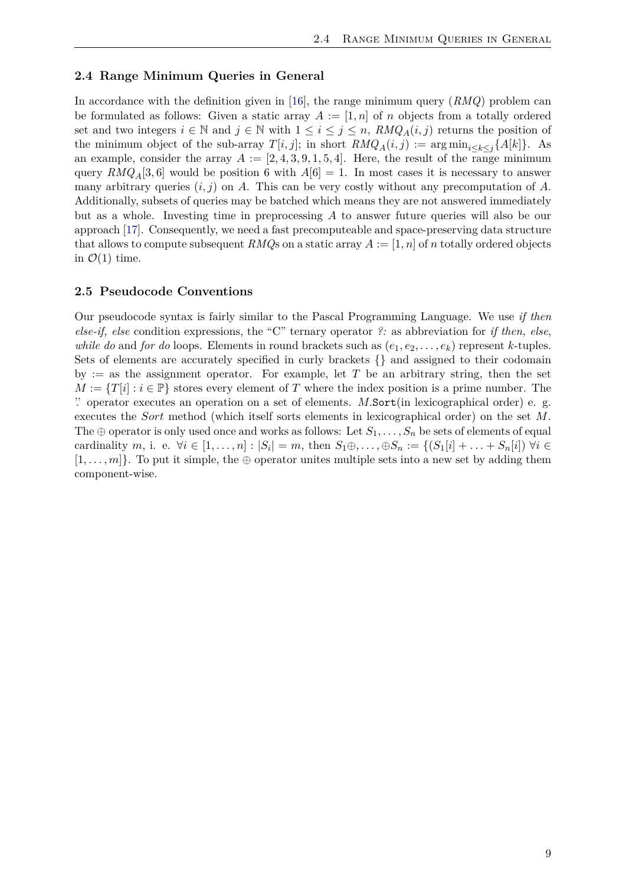## 2.4 Range Minimum Queries in General

In accordance with the definition given in [16], the range minimum query (*RMQ*) problem can be formulated as follows: Given a static array $A := [1, n]$ of $n$ objects from a totally ordered set and two integers $i \in \mathbb{N}$ and $j \in \mathbb{N}$ with $1 \leq i \leq j \leq n$, $RMQ_A(i, j)$ returns the position of the minimum object of the sub-array $T[i, j]$; in short $RMQ_A(i, j) := \arg\min_{i \leq k \leq j}\{A[k]\}$. As an example, consider the array $A := [2, 4, 3, 9, 1, 5, 4]$. Here, the result of the range minimum query $RMQ_A[3, 6]$ would be position 6 with $A[6] = 1$. In most cases it is necessary to answer many arbitrary queries $(i, j)$ on $A$. This can be very costly without any precomputation of $A$. Additionally, subsets of queries may be batched which means they are not answered immediately but as a whole. Investing time in preprocessing $A$ to answer future queries will also be our approach [17]. Consequently, we need a fast precomputeable and space-preserving data structure that allows to compute subsequent *RMQ*s on a static array $A := [1, n]$ of $n$ totally ordered objects in $\mathcal{O}(1)$ time.

## 2.5 Pseudocode Conventions

Our pseudocode syntax is fairly similar to the Pascal Programming Language. We use *if then else-if, else* condition expressions, the "C" ternary operator *?:* as abbreviation for *if then, else*, *while do* and *for do* loops. Elements in round brackets such as $(e_1, e_2, \ldots, e_k)$ represent $k$-tuples. Sets of elements are accurately specified in curly brackets {} and assigned to their codomain by := as the assignment operator. For example, let $T$ be an arbitrary string, then the set $M := \{T[i] : i \in \mathbb{P}\}$ stores every element of $T$ where the index position is a prime number. The '.' operator executes an operation on a set of elements. $M$.Sort(in lexicographical order) e. g. executes the *Sort* method (which itself sorts elements in lexicographical order) on the set $M$. The $\oplus$ operator is only used once and works as follows: Let $S_1, \ldots, S_n$ be sets of elements of equal cardinality $m$, i. e. $\forall i \in [1, \ldots, n] : |S_i| = m$, then $S_1 \oplus, \ldots, \oplus S_n := \{(S_1[i] + \ldots + S_n[i]) \; \forall i \in [1, \ldots, m]\}$. To put it simple, the $\oplus$ operator unites multiple sets into a new set by adding them component-wise.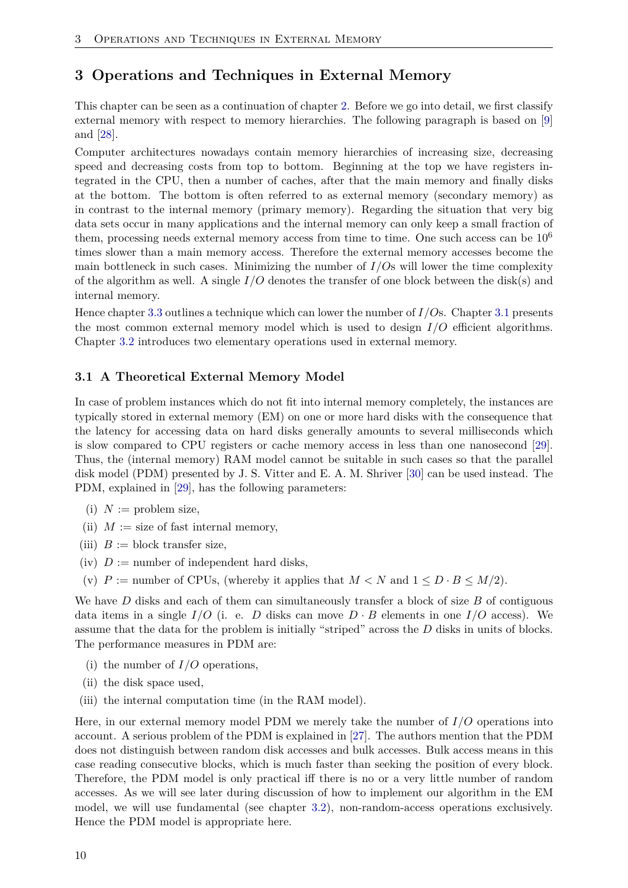# 3 Operations and Techniques in External Memory

This chapter can be seen as a continuation of chapter 2. Before we go into detail, we first classify external memory with respect to memory hierarchies. The following paragraph is based on [9] and [28].

Computer architectures nowadays contain memory hierarchies of increasing size, decreasing speed and decreasing costs from top to bottom. Beginning at the top we have registers integrated in the CPU, then a number of caches, after that the main memory and finally disks at the bottom. The bottom is often referred to as external memory (secondary memory) as in contrast to the internal memory (primary memory). Regarding the situation that very big data sets occur in many applications and the internal memory can only keep a small fraction of them, processing needs external memory access from time to time. One such access can be $10^6$ times slower than a main memory access. Therefore the external memory accesses become the main bottleneck in such cases. Minimizing the number of $I/O$s will lower the time complexity of the algorithm as well. A single $I/O$ denotes the transfer of one block between the disk(s) and internal memory.

Hence chapter 3.3 outlines a technique which can lower the number of $I/O$s. Chapter 3.1 presents the most common external memory model which is used to design $I/O$ efficient algorithms. Chapter 3.2 introduces two elementary operations used in external memory.

## 3.1 A Theoretical External Memory Model

In case of problem instances which do not fit into internal memory completely, the instances are typically stored in external memory (EM) on one or more hard disks with the consequence that the latency for accessing data on hard disks generally amounts to several milliseconds which is slow compared to CPU registers or cache memory access in less than one nanosecond [29]. Thus, the (internal memory) RAM model cannot be suitable in such cases so that the parallel disk model (PDM) presented by J. S. Vitter and E. A. M. Shriver [30] can be used instead. The PDM, explained in [29], has the following parameters:

(i) $N :=$ problem size,

(ii) $M :=$ size of fast internal memory,

(iii) $B :=$ block transfer size,

(iv) $D :=$ number of independent hard disks,

(v) $P :=$ number of CPUs, (whereby it applies that $M < N$ and $1 \leq D \cdot B \leq M/2$).

We have $D$ disks and each of them can simultaneously transfer a block of size $B$ of contiguous data items in a single $I/O$ (i. e. $D$ disks can move $D \cdot B$ elements in one $I/O$ access). We assume that the data for the problem is initially "striped" across the $D$ disks in units of blocks. The performance measures in PDM are:

(i) the number of $I/O$ operations,

(ii) the disk space used,

(iii) the internal computation time (in the RAM model).

Here, in our external memory model PDM we merely take the number of $I/O$ operations into account. A serious problem of the PDM is explained in [27]. The authors mention that the PDM does not distinguish between random disk accesses and bulk accesses. Bulk access means in this case reading consecutive blocks, which is much faster than seeking the position of every block. Therefore, the PDM model is only practical iff there is no or a very little number of random accesses. As we will see later during discussion of how to implement our algorithm in the EM model, we will use fundamental (see chapter 3.2), non-random-access operations exclusively. Hence the PDM model is appropriate here.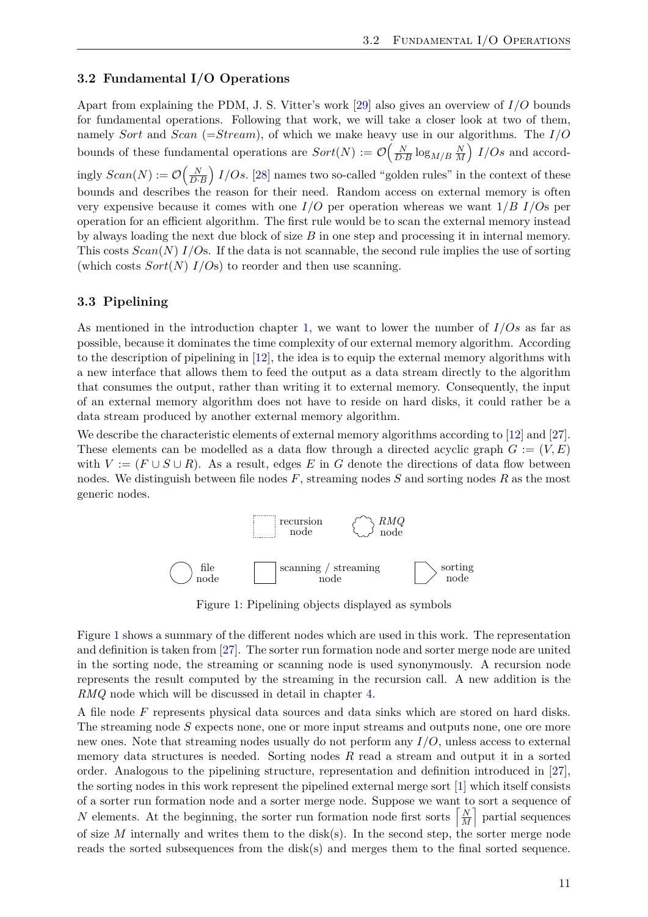### 3.2 Fundamental I/O Operations

Apart from explaining the PDM, J. S. Vitter's work [29] also gives an overview of $I/O$ bounds for fundamental operations. Following that work, we will take a closer look at two of them, namely *Sort* and *Scan* (=*Stream*), of which we make heavy use in our algorithms. The $I/O$ bounds of these fundamental operations are $Sort(N) := \mathcal{O}\left(\frac{N}{D \cdot B} \log_{M/B} \frac{N}{M}\right)$ $I/Os$ and accordingly $Scan(N) := \mathcal{O}\left(\frac{N}{D \cdot B}\right)$ $I/Os$. [28] names two so-called "golden rules" in the context of these bounds and describes the reason for their need. Random access on external memory is often very expensive because it comes with one $I/O$ per operation whereas we want $1/B$ $I/O$s per operation for an efficient algorithm. The first rule would be to scan the external memory instead by always loading the next due block of size $B$ in one step and processing it in internal memory. This costs $Scan(N)$ $I/O$s. If the data is not scannable, the second rule implies the use of sorting (which costs $Sort(N)$ $I/O$s) to reorder and then use scanning.

### 3.3 Pipelining

As mentioned in the introduction chapter 1, we want to lower the number of $I/Os$ as far as possible, because it dominates the time complexity of our external memory algorithm. According to the description of pipelining in [12], the idea is to equip the external memory algorithms with a new interface that allows them to feed the output as a data stream directly to the algorithm that consumes the output, rather than writing it to external memory. Consequently, the input of an external memory algorithm does not have to reside on hard disks, it could rather be a data stream produced by another external memory algorithm.

We describe the characteristic elements of external memory algorithms according to [12] and [27]. These elements can be modelled as a data flow through a directed acyclic graph $G := (V, E)$ with $V := (F \cup S \cup R)$. As a result, edges $E$ in $G$ denote the directions of data flow between nodes. We distinguish between file nodes $F$, streaming nodes $S$ and sorting nodes $R$ as the most generic nodes.

recursion node | *RMQ* node

file node | scanning / streaming node | sorting node

Figure 1: Pipelining objects displayed as symbols

Figure 1 shows a summary of the different nodes which are used in this work. The representation and definition is taken from [27]. The sorter run formation node and sorter merge node are united in the sorting node, the streaming or scanning node is used synonymously. A recursion node represents the result computed by the streaming in the recursion call. A new addition is the *RMQ* node which will be discussed in detail in chapter 4.

A file node $F$ represents physical data sources and data sinks which are stored on hard disks. The streaming node $S$ expects none, one or more input streams and outputs none, one ore more new ones. Note that streaming nodes usually do not perform any $I/O$, unless access to external memory data structures is needed. Sorting nodes $R$ read a stream and output it in a sorted order. Analogous to the pipelining structure, representation and definition introduced in [27], the sorting nodes in this work represent the pipelined external merge sort [1] which itself consists of a sorter run formation node and a sorter merge node. Suppose we want to sort a sequence of $N$ elements. At the beginning, the sorter run formation node first sorts $\left\lceil \frac{N}{M} \right\rceil$ partial sequences of size $M$ internally and writes them to the disk(s). In the second step, the sorter merge node reads the sorted subsequences from the disk(s) and merges them to the final sorted sequence.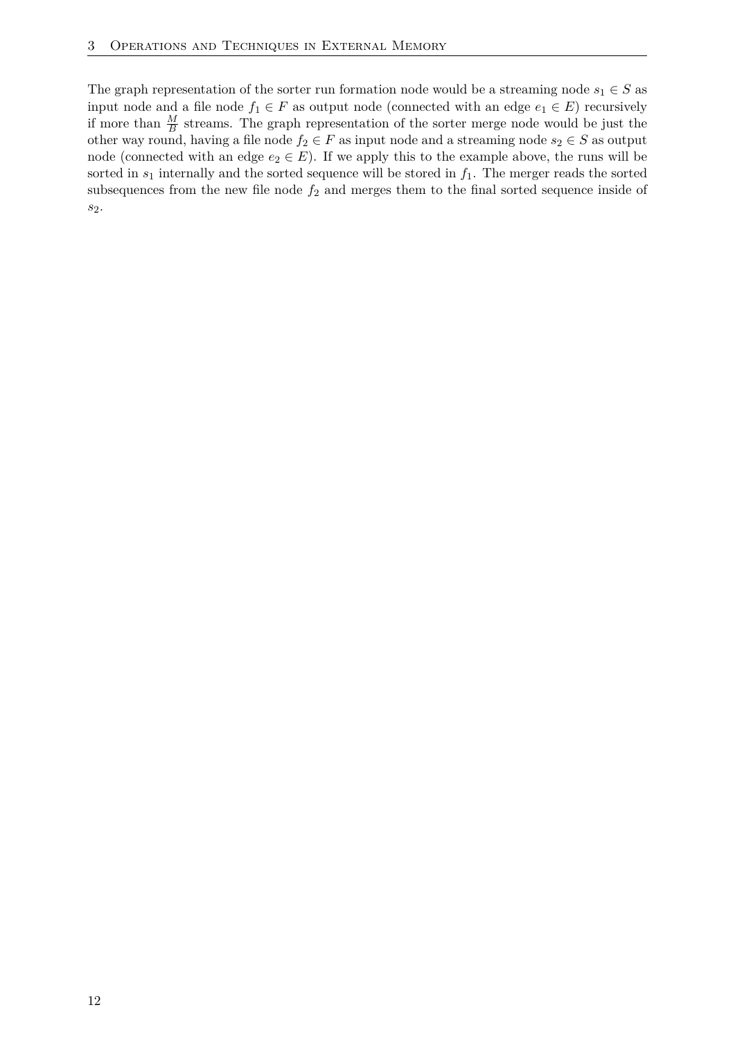The graph representation of the sorter run formation node would be a streaming node $s_1 \in S$ as input node and a file node $f_1 \in F$ as output node (connected with an edge $e_1 \in E$) recursively if more than $\frac{M}{B}$ streams. The graph representation of the sorter merge node would be just the other way round, having a file node $f_2 \in F$ as input node and a streaming node $s_2 \in S$ as output node (connected with an edge $e_2 \in E$). If we apply this to the example above, the runs will be sorted in $s_1$ internally and the sorted sequence will be stored in $f_1$. The merger reads the sorted subsequences from the new file node $f_2$ and merges them to the final sorted sequence inside of $s_2$.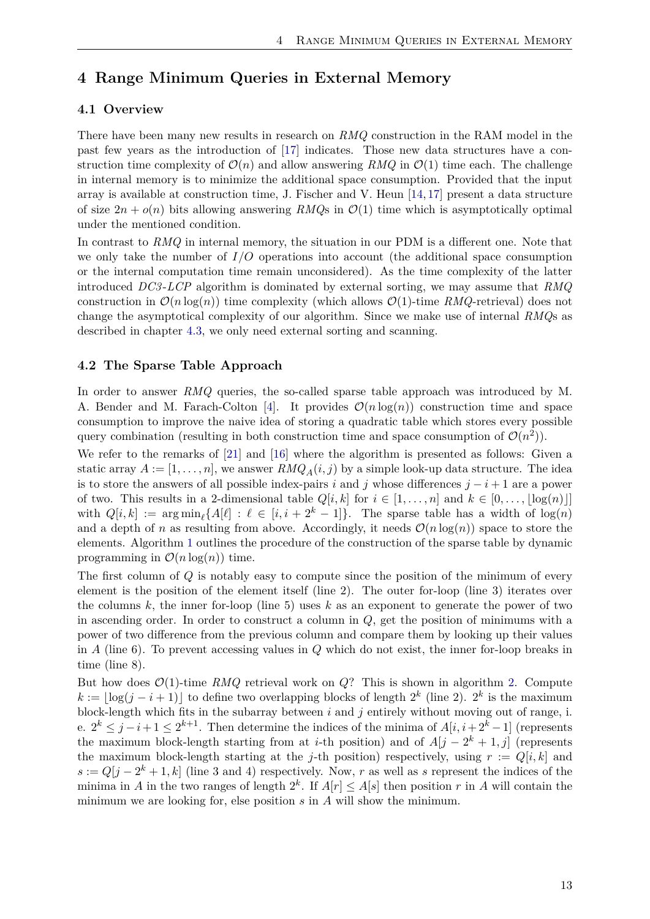# 4 Range Minimum Queries in External Memory

## 4.1 Overview

There have been many new results in research on *RMQ* construction in the RAM model in the past few years as the introduction of [17] indicates. Those new data structures have a construction time complexity of $\mathcal{O}(n)$ and allow answering *RMQ* in $\mathcal{O}(1)$ time each. The challenge in internal memory is to minimize the additional space consumption. Provided that the input array is available at construction time, J. Fischer and V. Heun [14, 17] present a data structure of size $2n + o(n)$ bits allowing answering *RMQ*s in $\mathcal{O}(1)$ time which is asymptotically optimal under the mentioned condition.

In contrast to *RMQ* in internal memory, the situation in our PDM is a different one. Note that we only take the number of $I/O$ operations into account (the additional space consumption or the internal computation time remain unconsidered). As the time complexity of the latter introduced *DC3-LCP* algorithm is dominated by external sorting, we may assume that *RMQ* construction in $\mathcal{O}(n \log(n))$ time complexity (which allows $\mathcal{O}(1)$-time *RMQ*-retrieval) does not change the asymptotical complexity of our algorithm. Since we make use of internal *RMQ*s as described in chapter 4.3, we only need external sorting and scanning.

## 4.2 The Sparse Table Approach

In order to answer *RMQ* queries, the so-called sparse table approach was introduced by M. A. Bender and M. Farach-Colton [4]. It provides $\mathcal{O}(n \log(n))$ construction time and space consumption to improve the naive idea of storing a quadratic table which stores every possible query combination (resulting in both construction time and space consumption of $\mathcal{O}(n^2)$).

We refer to the remarks of [21] and [16] where the algorithm is presented as follows: Given a static array $A := [1, \ldots, n]$, we answer $RMQ_A(i, j)$ by a simple look-up data structure. The idea is to store the answers of all possible index-pairs $i$ and $j$ whose differences $j - i + 1$ are a power of two. This results in a 2-dimensional table $Q[i, k]$ for $i \in [1, \ldots, n]$ and $k \in [0, \ldots, \lfloor \log(n) \rfloor]$ with $Q[i, k] := \arg\min_\ell \{A[\ell] : \ell \in [i, i + 2^k - 1]\}$. The sparse table has a width of $\log(n)$ and a depth of $n$ as resulting from above. Accordingly, it needs $\mathcal{O}(n \log(n))$ space to store the elements. Algorithm 1 outlines the procedure of the construction of the sparse table by dynamic programming in $\mathcal{O}(n \log(n))$ time.

The first column of $Q$ is notably easy to compute since the position of the minimum of every element is the position of the element itself (line 2). The outer for-loop (line 3) iterates over the columns $k$, the inner for-loop (line 5) uses $k$ as an exponent to generate the power of two in ascending order. In order to construct a column in $Q$, get the position of minimums with a power of two difference from the previous column and compare them by looking up their values in $A$ (line 6). To prevent accessing values in $Q$ which do not exist, the inner for-loop breaks in time (line 8).

But how does $\mathcal{O}(1)$-time *RMQ* retrieval work on $Q$? This is shown in algorithm 2. Compute $k := \lfloor \log(j - i + 1) \rfloor$ to define two overlapping blocks of length $2^k$ (line 2). $2^k$ is the maximum block-length which fits in the subarray between $i$ and $j$ entirely without moving out of range, i. e. $2^k \leq j - i + 1 \leq 2^{k+1}$. Then determine the indices of the minima of $A[i, i + 2^k - 1]$ (represents the maximum block-length starting from at $i$-th position) and of $A[j - 2^k + 1, j]$ (represents the maximum block-length starting at the $j$-th position) respectively, using $r := Q[i, k]$ and $s := Q[j - 2^k + 1, k]$ (line 3 and 4) respectively. Now, $r$ as well as $s$ represent the indices of the minima in $A$ in the two ranges of length $2^k$. If $A[r] \leq A[s]$ then position $r$ in $A$ will contain the minimum we are looking for, else position $s$ in $A$ will show the minimum.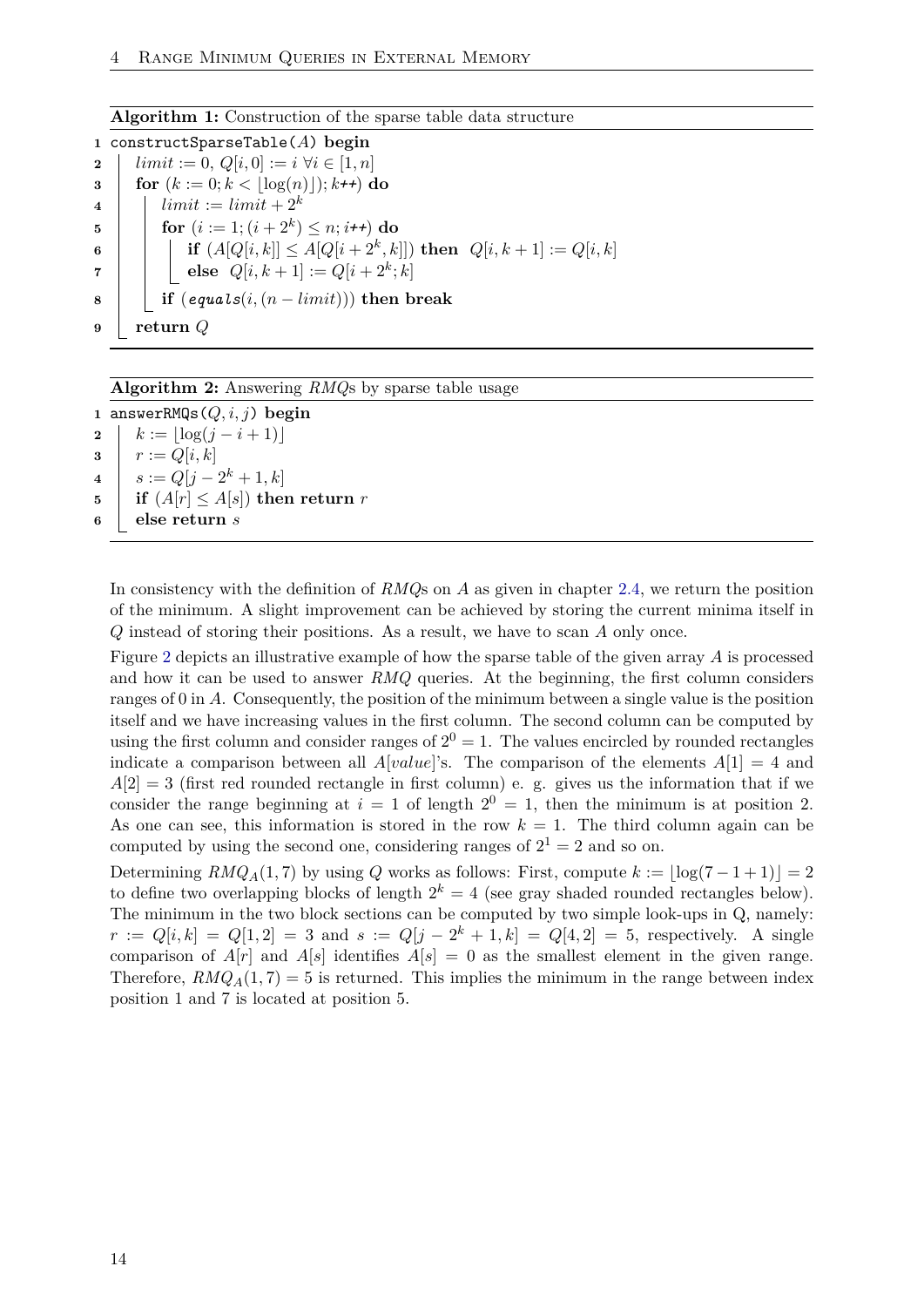**Algorithm 1:** Construction of the sparse table data structure

```
1  constructSparseTable(A) begin
2      limit := 0, Q[i,0] := i ∀i ∈ [1,n]
3      for (k := 0; k < ⌊log(n)⌋; k++) do
4          limit := limit + 2^k
5          for (i := 1; (i + 2^k) ≤ n; i++) do
6              if (A[Q[i,k]] ≤ A[Q[i + 2^k, k]]) then  Q[i,k+1] := Q[i,k]
7              else  Q[i,k+1] := Q[i + 2^k; k]
8          if (equals(i, (n − limit))) then break
9      return Q
```

**Algorithm 2:** Answering *RMQ*s by sparse table usage

```
1  answerRMQs(Q, i, j) begin
2      k := ⌊log(j − i + 1)⌋
3      r := Q[i,k]
4      s := Q[j − 2^k + 1, k]
5      if (A[r] ≤ A[s]) then return r
6      else return s
```

In consistency with the definition of *RMQ*s on $A$ as given in chapter 2.4, we return the position of the minimum. A slight improvement can be achieved by storing the current minima itself in $Q$ instead of storing their positions. As a result, we have to scan $A$ only once.

Figure 2 depicts an illustrative example of how the sparse table of the given array $A$ is processed and how it can be used to answer *RMQ* queries. At the beginning, the first column considers ranges of 0 in $A$. Consequently, the position of the minimum between a single value is the position itself and we have increasing values in the first column. The second column can be computed by using the first column and consider ranges of $2^0 = 1$. The values encircled by rounded rectangles indicate a comparison between all $A[value]$'s. The comparison of the elements $A[1] = 4$ and $A[2] = 3$ (first red rounded rectangle in first column) e. g. gives us the information that if we consider the range beginning at $i = 1$ of length $2^0 = 1$, then the minimum is at position 2. As one can see, this information is stored in the row $k = 1$. The third column again can be computed by using the second one, considering ranges of $2^1 = 2$ and so on.

Determining $RMQ_A(1,7)$ by using $Q$ works as follows: First, compute $k := \lfloor \log(7 - 1 + 1) \rfloor = 2$ to define two overlapping blocks of length $2^k = 4$ (see gray shaded rounded rectangles below). The minimum in the two block sections can be computed by two simple look-ups in Q, namely: $r := Q[i,k] = Q[1,2] = 3$ and $s := Q[j - 2^k + 1, k] = Q[4,2] = 5$, respectively. A single comparison of $A[r]$ and $A[s]$ identifies $A[s] = 0$ as the smallest element in the given range. Therefore, $RMQ_A(1,7) = 5$ is returned. This implies the minimum in the range between index position 1 and 7 is located at position 5.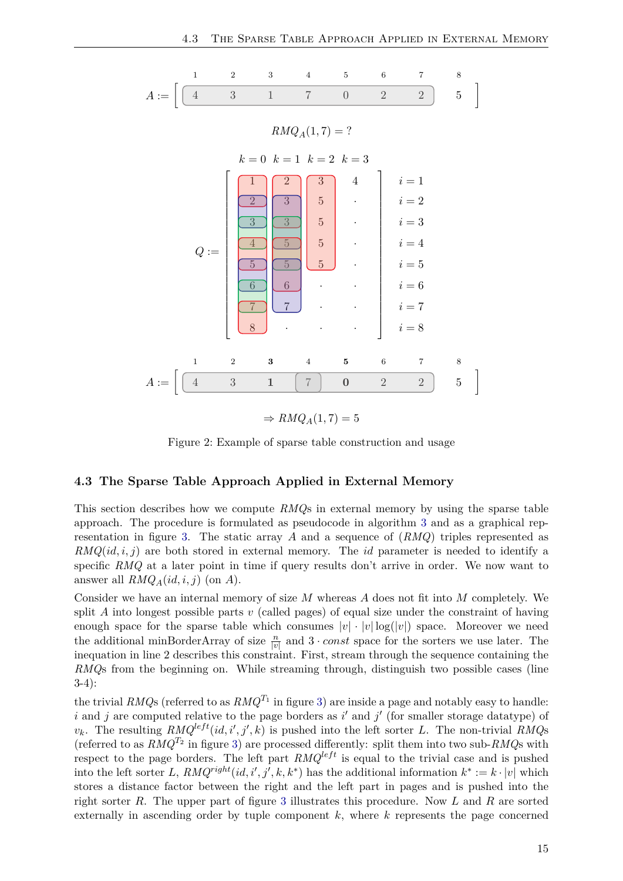$$A := \begin{bmatrix} 4 & 3 & 1 & 7 & 0 & 2 & 2 & 5 \end{bmatrix}$$

$$RMQ_A(1,7) = ?$$

$$Q := \begin{bmatrix} 1 & 2 & 3 & 4 \\ 2 & 3 & 5 & \cdot \\ 3 & 3 & 5 & \cdot \\ 4 & 5 & 5 & \cdot \\ 5 & 5 & 5 & \cdot \\ 6 & 6 & \cdot & \cdot \\ 7 & 7 & \cdot & \cdot \\ 8 & \cdot & \cdot & \cdot \end{bmatrix}$$

(columns $k = 0$, $k = 1$, $k = 2$, $k = 3$; rows $i = 1, \dots, 8$)

$$A := \begin{bmatrix} 4 & 3 & 1 & 7 & 0 & 2 & 2 & 5 \end{bmatrix}$$

$$\Rightarrow RMQ_A(1,7) = 5$$

Figure 2: Example of sparse table construction and usage

## 4.3 The Sparse Table Approach Applied in External Memory

This section describes how we compute *RMQ*s in external memory by using the sparse table approach. The procedure is formulated as pseudocode in algorithm 3 and as a graphical representation in figure 3. The static array $A$ and a sequence of $(RMQ)$ triples represented as $RMQ(id, i, j)$ are both stored in external memory. The $id$ parameter is needed to identify a specific $RMQ$ at a later point in time if query results don't arrive in order. We now want to answer all $RMQ_A(id, i, j)$ (on $A$).

Consider we have an internal memory of size $M$ whereas $A$ does not fit into $M$ completely. We split $A$ into longest possible parts $v$ (called pages) of equal size under the constraint of having enough space for the sparse table which consumes $|v| \cdot |v| \log(|v|)$ space. Moreover we need the additional minBorderArray of size $\frac{n}{|v|}$ and $3 \cdot const$ space for the sorters we use later. The inequation in line 2 describes this constraint. First, stream through the sequence containing the *RMQ*s from the beginning on. While streaming through, distinguish two possible cases (line 3-4):

the trivial *RMQ*s (referred to as $RMQ^{T_1}$ in figure 3) are inside a page and notably easy to handle: $i$ and $j$ are computed relative to the page borders as $i'$ and $j'$ (for smaller storage datatype) of $v_k$. The resulting $RMQ^{left}(id, i', j', k)$ is pushed into the left sorter $L$. The non-trivial *RMQ*s (referred to as $RMQ^{T_2}$ in figure 3) are processed differently: split them into two sub-*RMQ*s with respect to the page borders. The left part $RMQ^{left}$ is equal to the trivial case and is pushed into the left sorter $L$, $RMQ^{right}(id, i', j', k, k^*)$ has the additional information $k^* := k \cdot |v|$ which stores a distance factor between the right and the left part in pages and is pushed into the right sorter $R$. The upper part of figure 3 illustrates this procedure. Now $L$ and $R$ are sorted externally in ascending order by tuple component $k$, where $k$ represents the page concerned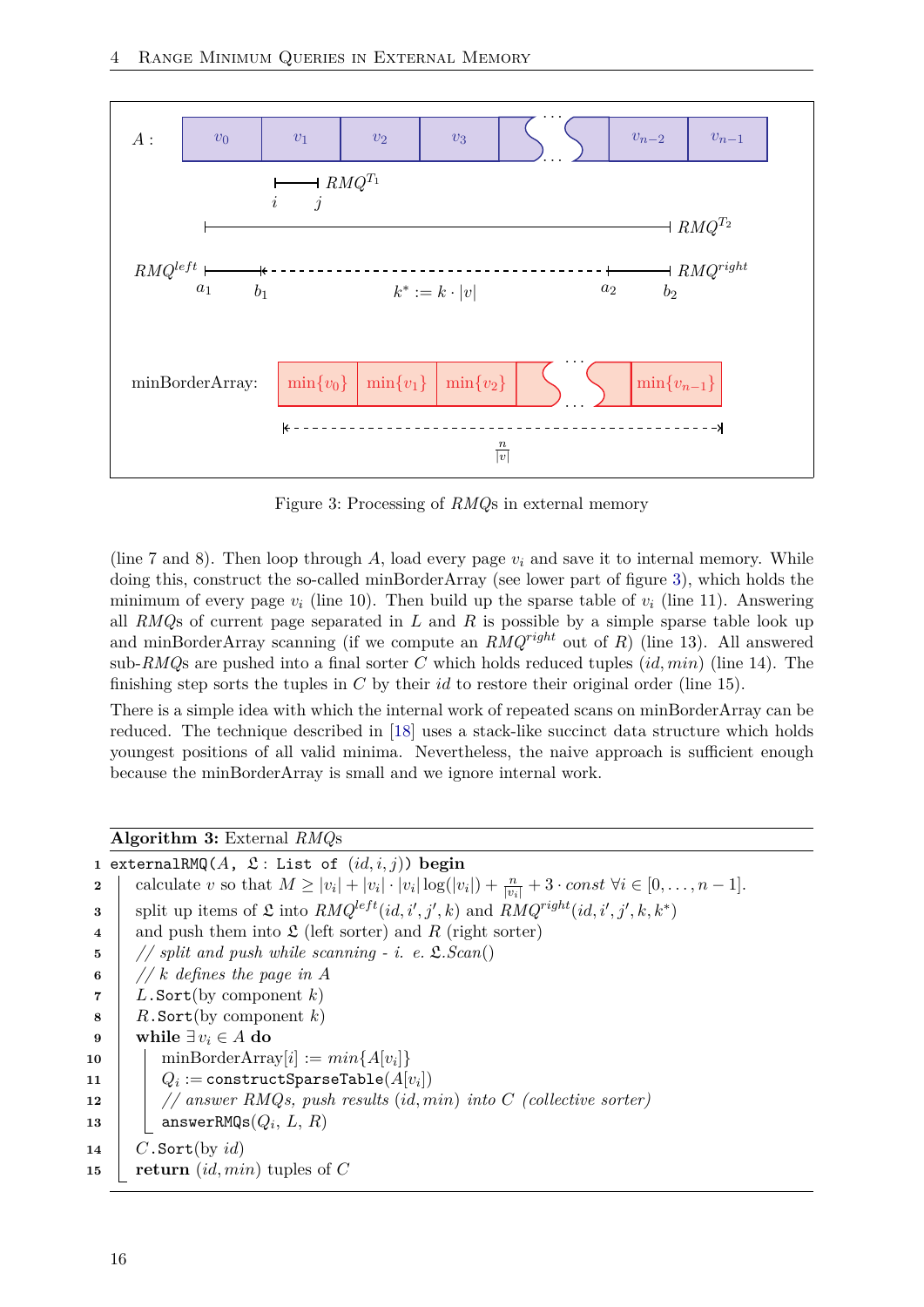Figure 3: Processing of $RMQ$s in external memory

(line 7 and 8). Then loop through $A$, load every page $v_i$ and save it to internal memory. While doing this, construct the so-called minBorderArray (see lower part of figure 3), which holds the minimum of every page $v_i$ (line 10). Then build up the sparse table of $v_i$ (line 11). Answering all $RMQ$s of current page separated in $L$ and $R$ is possible by a simple sparse table look up and minBorderArray scanning (if we compute an $RMQ^{right}$ out of $R$) (line 13). All answered sub-$RMQ$s are pushed into a final sorter $C$ which holds reduced tuples $(id, min)$ (line 14). The finishing step sorts the tuples in $C$ by their $id$ to restore their original order (line 15).

There is a simple idea with which the internal work of repeated scans on minBorderArray can be reduced. The technique described in [18] uses a stack-like succinct data structure which holds youngest positions of all valid minima. Nevertheless, the naive approach is sufficient enough because the minBorderArray is small and we ignore internal work.

**Algorithm 3:** External $RMQ$s

```
1  externalRMQ(A, 𝔏 : List of (id, i, j)) begin
2      calculate v so that M ≥ |v_i| + |v_i|·|v_i| log(|v_i|) + n/|v_i| + 3·const ∀i ∈ [0, ..., n−1].
3      split up items of 𝔏 into RMQ^left(id, i', j', k) and RMQ^right(id, i', j', k, k*)
4      and push them into 𝔏 (left sorter) and R (right sorter)
5      // split and push while scanning - i. e. 𝔏.Scan()
6      // k defines the page in A
7      L.Sort(by component k)
8      R.Sort(by component k)
9      while ∃v_i ∈ A do
10         minBorderArray[i] := min{A[v_i]}
11         Q_i := constructSparseTable(A[v_i])
12         // answer RMQs, push results (id, min) into C (collective sorter)
13         answerRMQs(Q_i, L, R)
14     C.Sort(by id)
15     return (id, min) tuples of C
```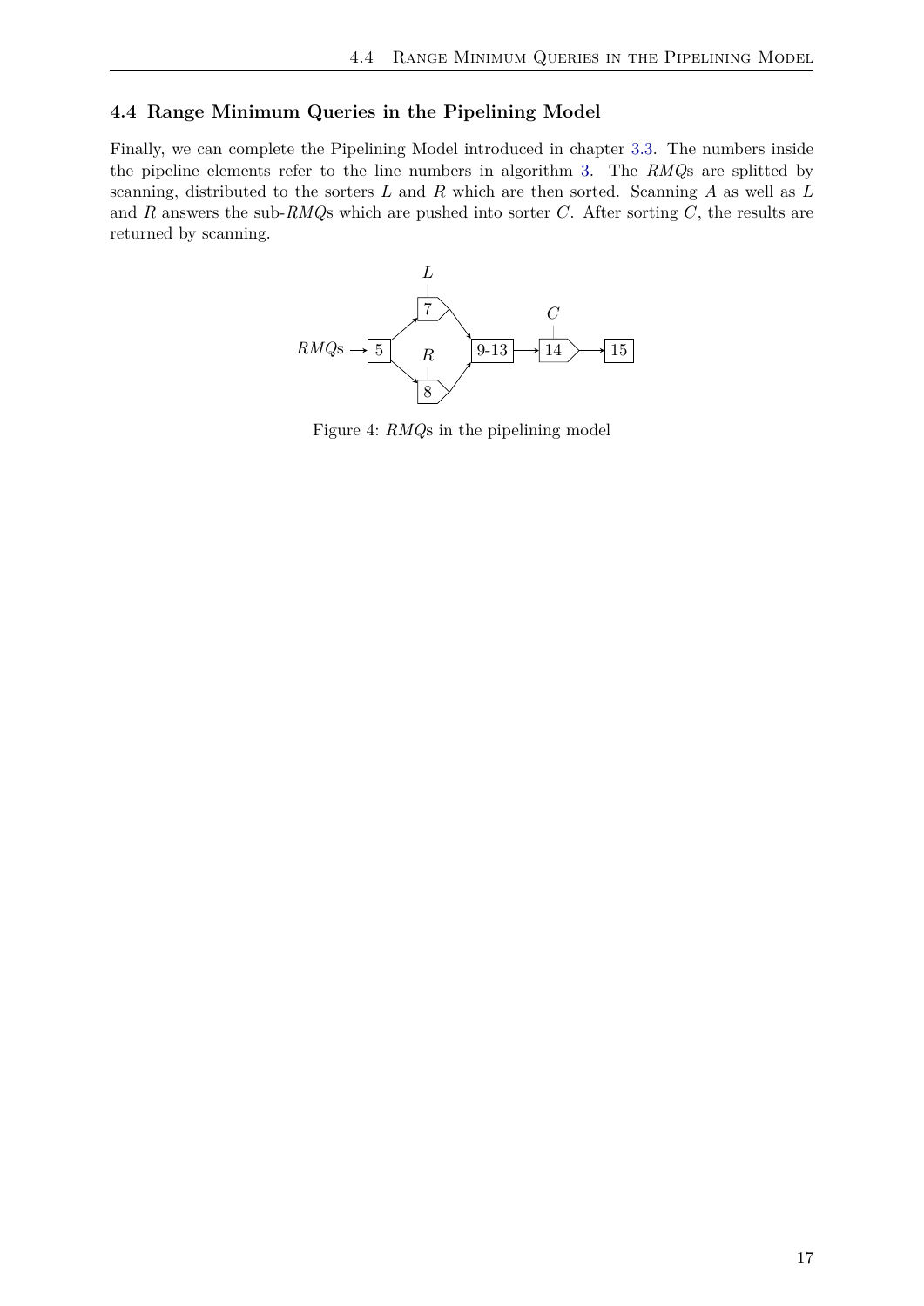## 4.4 Range Minimum Queries in the Pipelining Model

Finally, we can complete the Pipelining Model introduced in chapter 3.3. The numbers inside the pipeline elements refer to the line numbers in algorithm 3. The *RMQ*s are splitted by scanning, distributed to the sorters $L$ and $R$ which are then sorted. Scanning $A$ as well as $L$ and $R$ answers the sub-*RMQ*s which are pushed into sorter $C$. After sorting $C$, the results are returned by scanning.

Figure 4: *RMQ*s in the pipelining model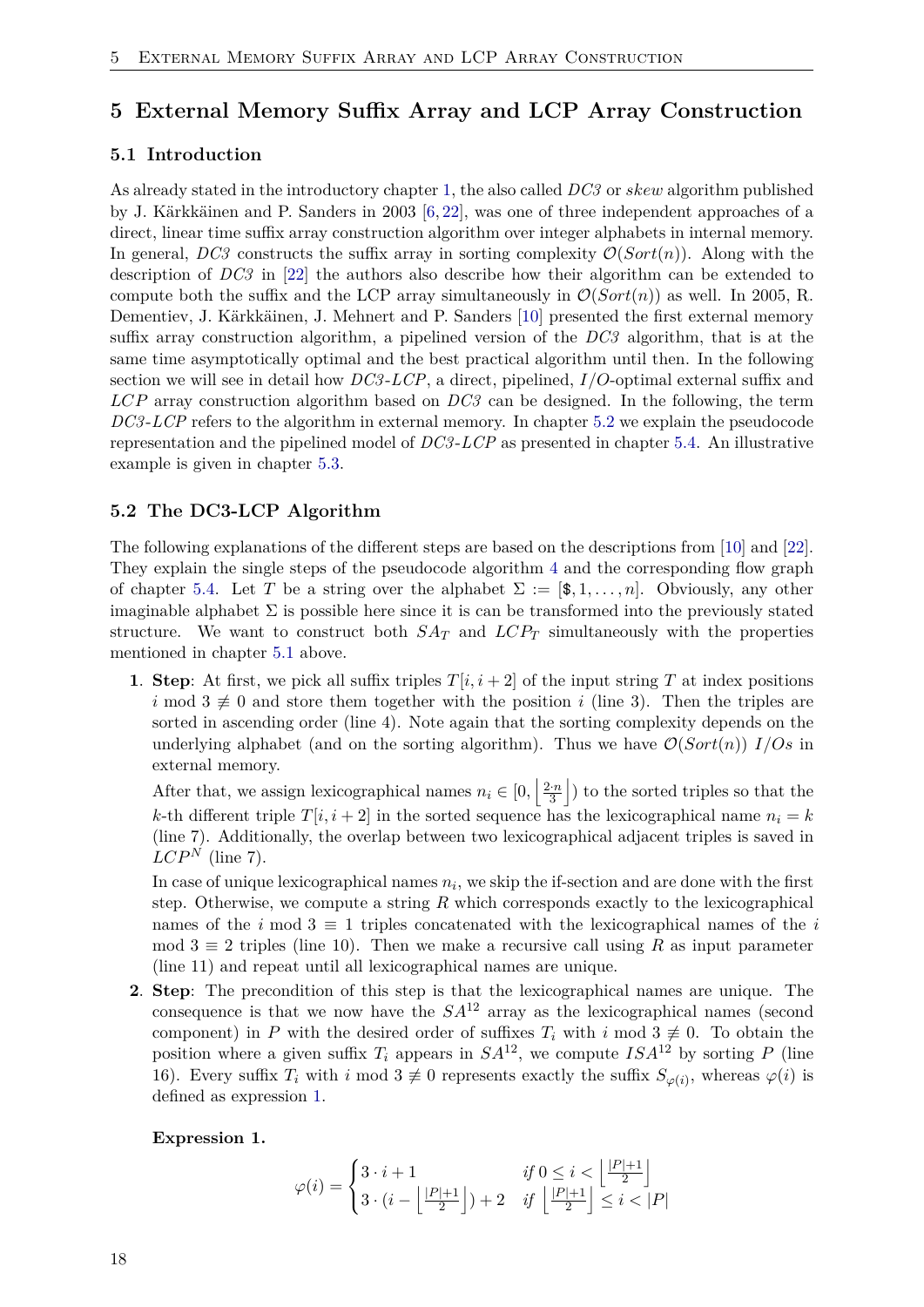## 5 External Memory Suffix Array and LCP Array Construction

### 5.1 Introduction

As already stated in the introductory chapter 1, the also called *DC3* or *skew* algorithm published by J. Kärkkäinen and P. Sanders in 2003 [6, 22], was one of three independent approaches of a direct, linear time suffix array construction algorithm over integer alphabets in internal memory. In general, *DC3* constructs the suffix array in sorting complexity $\mathcal{O}(Sort(n))$. Along with the description of *DC3* in [22] the authors also describe how their algorithm can be extended to compute both the suffix and the LCP array simultaneously in $\mathcal{O}(Sort(n))$ as well. In 2005, R. Dementiev, J. Kärkkäinen, J. Mehnert and P. Sanders [10] presented the first external memory suffix array construction algorithm, a pipelined version of the *DC3* algorithm, that is at the same time asymptotically optimal and the best practical algorithm until then. In the following section we will see in detail how *DC3-LCP*, a direct, pipelined, *I/O*-optimal external suffix and *LCP* array construction algorithm based on *DC3* can be designed. In the following, the term *DC3-LCP* refers to the algorithm in external memory. In chapter 5.2 we explain the pseudocode representation and the pipelined model of *DC3-LCP* as presented in chapter 5.4. An illustrative example is given in chapter 5.3.

### 5.2 The DC3-LCP Algorithm

The following explanations of the different steps are based on the descriptions from [10] and [22]. They explain the single steps of the pseudocode algorithm 4 and the corresponding flow graph of chapter 5.4. Let $T$ be a string over the alphabet $\Sigma := [\$, 1, \ldots, n]$. Obviously, any other imaginable alphabet $\Sigma$ is possible here since it is can be transformed into the previously stated structure. We want to construct both $SA_T$ and $LCP_T$ simultaneously with the properties mentioned in chapter 5.1 above.

1. **Step**: At first, we pick all suffix triples $T[i, i+2]$ of the input string $T$ at index positions $i \bmod 3 \not\equiv 0$ and store them together with the position $i$ (line 3). Then the triples are sorted in ascending order (line 4). Note again that the sorting complexity depends on the underlying alphabet (and on the sorting algorithm). Thus we have $\mathcal{O}(Sort(n))$ $I/Os$ in external memory.

   After that, we assign lexicographical names $n_i \in [0, \left\lfloor \frac{2 \cdot n}{3} \right\rfloor)$ to the sorted triples so that the $k$-th different triple $T[i, i+2]$ in the sorted sequence has the lexicographical name $n_i = k$ (line 7). Additionally, the overlap between two lexicographical adjacent triples is saved in $LCP^N$ (line 7).

   In case of unique lexicographical names $n_i$, we skip the if-section and are done with the first step. Otherwise, we compute a string $R$ which corresponds exactly to the lexicographical names of the $i \bmod 3 \equiv 1$ triples concatenated with the lexicographical names of the $i \bmod 3 \equiv 2$ triples (line 10). Then we make a recursive call using $R$ as input parameter (line 11) and repeat until all lexicographical names are unique.

2. **Step**: The precondition of this step is that the lexicographical names are unique. The consequence is that we now have the $SA^{12}$ array as the lexicographical names (second component) in $P$ with the desired order of suffixes $T_i$ with $i \bmod 3 \not\equiv 0$. To obtain the position where a given suffix $T_i$ appears in $SA^{12}$, we compute $ISA^{12}$ by sorting $P$ (line 16). Every suffix $T_i$ with $i \bmod 3 \not\equiv 0$ represents exactly the suffix $S_{\varphi(i)}$, whereas $\varphi(i)$ is defined as expression 1.

   **Expression 1.**

$$\varphi(i) = \begin{cases} 3 \cdot i + 1 & \text{if } 0 \leq i < \left\lfloor \frac{|P|+1}{2} \right\rfloor \\ 3 \cdot (i - \left\lfloor \frac{|P|+1}{2} \right\rfloor) + 2 & \text{if } \left\lfloor \frac{|P|+1}{2} \right\rfloor \leq i < |P| \end{cases}$$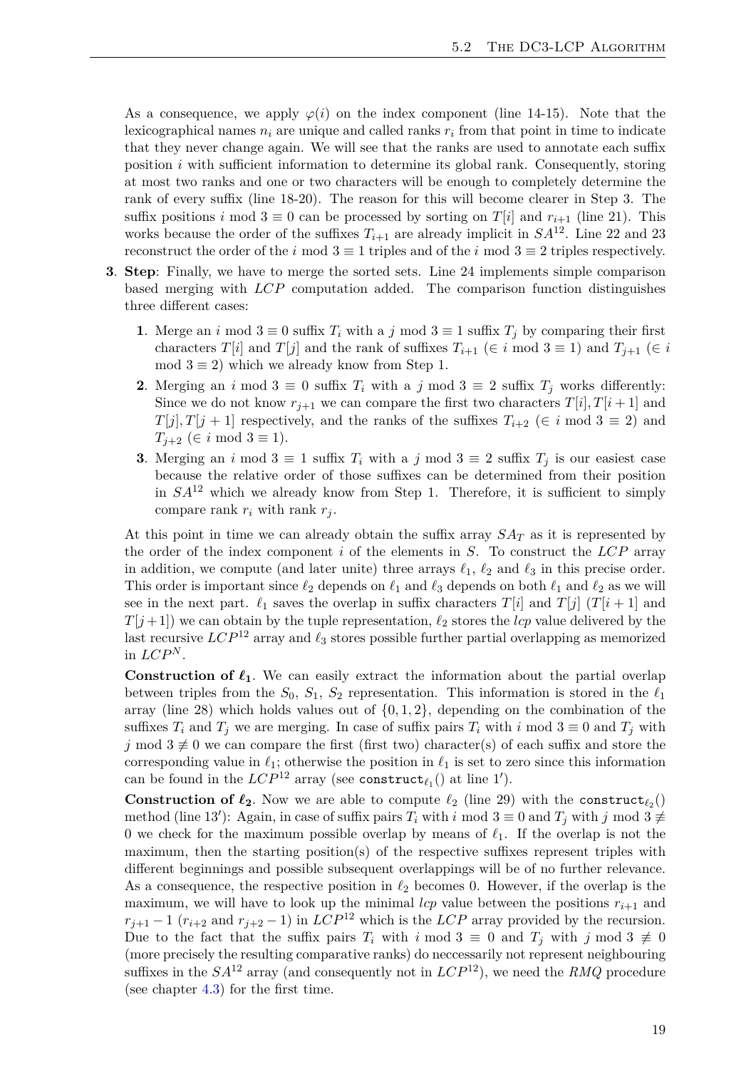As a consequence, we apply $\varphi(i)$ on the index component (line 14-15). Note that the lexicographical names $n_i$ are unique and called ranks $r_i$ from that point in time to indicate that they never change again. We will see that the ranks are used to annotate each suffix position $i$ with sufficient information to determine its global rank. Consequently, storing at most two ranks and one or two characters will be enough to completely determine the rank of every suffix (line 18-20). The reason for this will become clearer in Step 3. The suffix positions $i \bmod 3 \equiv 0$ can be processed by sorting on $T[i]$ and $r_{i+1}$ (line 21). This works because the order of the suffixes $T_{i+1}$ are already implicit in $SA^{12}$. Line 22 and 23 reconstruct the order of the $i \bmod 3 \equiv 1$ triples and of the $i \bmod 3 \equiv 2$ triples respectively.

**3**. **Step**: Finally, we have to merge the sorted sets. Line 24 implements simple comparison based merging with $LCP$ computation added. The comparison function distinguishes three different cases:

   **1**. Merge an $i \bmod 3 \equiv 0$ suffix $T_i$ with a $j \bmod 3 \equiv 1$ suffix $T_j$ by comparing their first characters $T[i]$ and $T[j]$ and the rank of suffixes $T_{i+1}$ ($\in i \bmod 3 \equiv 1$) and $T_{j+1}$ ($\in i \bmod 3 \equiv 2$) which we already know from Step 1.

   **2**. Merging an $i \bmod 3 \equiv 0$ suffix $T_i$ with a $j \bmod 3 \equiv 2$ suffix $T_j$ works differently: Since we do not know $r_{j+1}$ we can compare the first two characters $T[i], T[i+1]$ and $T[j], T[j+1]$ respectively, and the ranks of the suffixes $T_{i+2}$ ($\in i \bmod 3 \equiv 2$) and $T_{j+2}$ ($\in i \bmod 3 \equiv 1$).

   **3**. Merging an $i \bmod 3 \equiv 1$ suffix $T_i$ with a $j \bmod 3 \equiv 2$ suffix $T_j$ is our easiest case because the relative order of those suffixes can be determined from their position in $SA^{12}$ which we already know from Step 1. Therefore, it is sufficient to simply compare rank $r_i$ with rank $r_j$.

At this point in time we can already obtain the suffix array $SA_T$ as it is represented by the order of the index component $i$ of the elements in $S$. To construct the $LCP$ array in addition, we compute (and later unite) three arrays $\ell_1$, $\ell_2$ and $\ell_3$ in this precise order. This order is important since $\ell_2$ depends on $\ell_1$ and $\ell_3$ depends on both $\ell_1$ and $\ell_2$ as we will see in the next part. $\ell_1$ saves the overlap in suffix characters $T[i]$ and $T[j]$ ($T[i+1]$ and $T[j+1]$) we can obtain by the tuple representation, $\ell_2$ stores the $lcp$ value delivered by the last recursive $LCP^{12}$ array and $\ell_3$ stores possible further partial overlapping as memorized in $LCP^N$.

**Construction of $\ell_1$**. We can easily extract the information about the partial overlap between triples from the $S_0$, $S_1$, $S_2$ representation. This information is stored in the $\ell_1$ array (line 28) which holds values out of $\{0, 1, 2\}$, depending on the combination of the suffixes $T_i$ and $T_j$ we are merging. In case of suffix pairs $T_i$ with $i \bmod 3 \equiv 0$ and $T_j$ with $j \bmod 3 \not\equiv 0$ we can compare the first (first two) character(s) of each suffix and store the corresponding value in $\ell_1$; otherwise the position in $\ell_1$ is set to zero since this information can be found in the $LCP^{12}$ array (see $\texttt{construct}_{\ell_1}()$ at line $1'$).

**Construction of $\ell_2$**. Now we are able to compute $\ell_2$ (line 29) with the $\texttt{construct}_{\ell_2}()$ method (line $13'$): Again, in case of suffix pairs $T_i$ with $i \bmod 3 \equiv 0$ and $T_j$ with $j \bmod 3 \not\equiv 0$ we check for the maximum possible overlap by means of $\ell_1$. If the overlap is not the maximum, then the starting position(s) of the respective suffixes represent triples with different beginnings and possible subsequent overlappings will be of no further relevance. As a consequence, the respective position in $\ell_2$ becomes 0. However, if the overlap is the maximum, we will have to look up the minimal $lcp$ value between the positions $r_{i+1}$ and $r_{j+1} - 1$ ($r_{i+2}$ and $r_{j+2} - 1$) in $LCP^{12}$ which is the $LCP$ array provided by the recursion. Due to the fact that the suffix pairs $T_i$ with $i \bmod 3 \equiv 0$ and $T_j$ with $j \bmod 3 \not\equiv 0$ (more precisely the resulting comparative ranks) do neccessarily not represent neighbouring suffixes in the $SA^{12}$ array (and consequently not in $LCP^{12}$), we need the $RMQ$ procedure (see chapter 4.3) for the first time.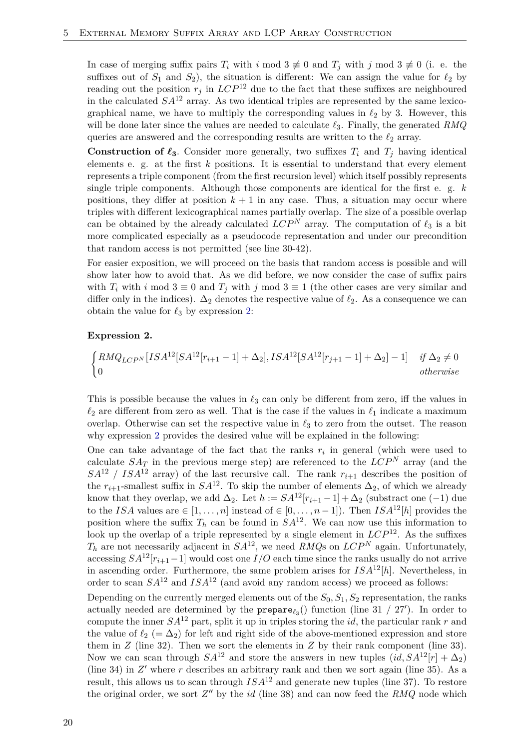In case of merging suffix pairs $T_i$ with $i \bmod 3 \not\equiv 0$ and $T_j$ with $j \bmod 3 \not\equiv 0$ (i. e. the suffixes out of $S_1$ and $S_2$), the situation is different: We can assign the value for $\ell_2$ by reading out the position $r_j$ in $LCP^{12}$ due to the fact that these suffixes are neighboured in the calculated $SA^{12}$ array. As two identical triples are represented by the same lexicographical name, we have to multiply the corresponding values in $\ell_2$ by 3. However, this will be done later since the values are needed to calculate $\ell_3$. Finally, the generated *RMQ* queries are answered and the corresponding results are written to the $\ell_2$ array.

**Construction of $\boldsymbol{\ell_3}$**. Consider more generally, two suffixes $T_i$ and $T_j$ having identical elements e. g. at the first $k$ positions. It is essential to understand that every element represents a triple component (from the first recursion level) which itself possibly represents single triple components. Although those components are identical for the first e. g. $k$ positions, they differ at position $k+1$ in any case. Thus, a situation may occur where triples with different lexicographical names partially overlap. The size of a possible overlap can be obtained by the already calculated $LCP^N$ array. The computation of $\ell_3$ is a bit more complicated especially as a pseudocode representation and under our precondition that random access is not permitted (see line 30-42).

For easier exposition, we will proceed on the basis that random access is possible and will show later how to avoid that. As we did before, we now consider the case of suffix pairs with $T_i$ with $i \bmod 3 \equiv 0$ and $T_j$ with $j \bmod 3 \equiv 1$ (the other cases are very similar and differ only in the indices). $\Delta_2$ denotes the respective value of $\ell_2$. As a consequence we can obtain the value for $\ell_3$ by expression 2:

**Expression 2.**

$$\begin{cases} RMQ_{LCP^N}[ISA^{12}[SA^{12}[r_{i+1}-1]+\Delta_2], ISA^{12}[SA^{12}[r_{j+1}-1]+\Delta_2]-1] & \textit{if } \Delta_2 \neq 0 \\ 0 & \textit{otherwise} \end{cases}$$

This is possible because the values in $\ell_3$ can only be different from zero, iff the values in $\ell_2$ are different from zero as well. That is the case if the values in $\ell_1$ indicate a maximum overlap. Otherwise can set the respective value in $\ell_3$ to zero from the outset. The reason why expression 2 provides the desired value will be explained in the following:

One can take advantage of the fact that the ranks $r_i$ in general (which were used to calculate $SA_T$ in the previous merge step) are referenced to the $LCP^N$ array (and the $SA^{12}$ / $ISA^{12}$ array) of the last recursive call. The rank $r_{i+1}$ describes the position of the $r_{i+1}$-smallest suffix in $SA^{12}$. To skip the number of elements $\Delta_2$, of which we already know that they overlap, we add $\Delta_2$. Let $h := SA^{12}[r_{i+1}-1]+\Delta_2$ (substract one $(-1)$ due to the $ISA$ values are $\in [1,\ldots,n]$ instead of $\in [0,\ldots,n-1]$). Then $ISA^{12}[h]$ provides the position where the suffix $T_h$ can be found in $SA^{12}$. We can now use this information to look up the overlap of a triple represented by a single element in $LCP^{12}$. As the suffixes $T_h$ are not necessarily adjacent in $SA^{12}$, we need *RMQ*s on $LCP^N$ again. Unfortunately, accessing $SA^{12}[r_{i+1}-1]$ would cost one $I/O$ each time since the ranks usually do not arrive in ascending order. Furthermore, the same problem arises for $ISA^{12}[h]$. Nevertheless, in order to scan $SA^{12}$ and $ISA^{12}$ (and avoid any random access) we proceed as follows:

Depending on the currently merged elements out of the $S_0, S_1, S_2$ representation, the ranks actually needed are determined by the $\texttt{prepare}_{\ell_3}()$ function (line 31 / 27′). In order to compute the inner $SA^{12}$ part, split it up in triples storing the $id$, the particular rank $r$ and the value of $\ell_2$ ($= \Delta_2$) for left and right side of the above-mentioned expression and store them in $Z$ (line 32). Then we sort the elements in $Z$ by their rank component (line 33). Now we can scan through $SA^{12}$ and store the answers in new tuples $(id, SA^{12}[r]+\Delta_2)$ (line 34) in $Z'$ where $r$ describes an arbitrary rank and then we sort again (line 35). As a result, this allows us to scan through $ISA^{12}$ and generate new tuples (line 37). To restore the original order, we sort $Z''$ by the $id$ (line 38) and can now feed the *RMQ* node which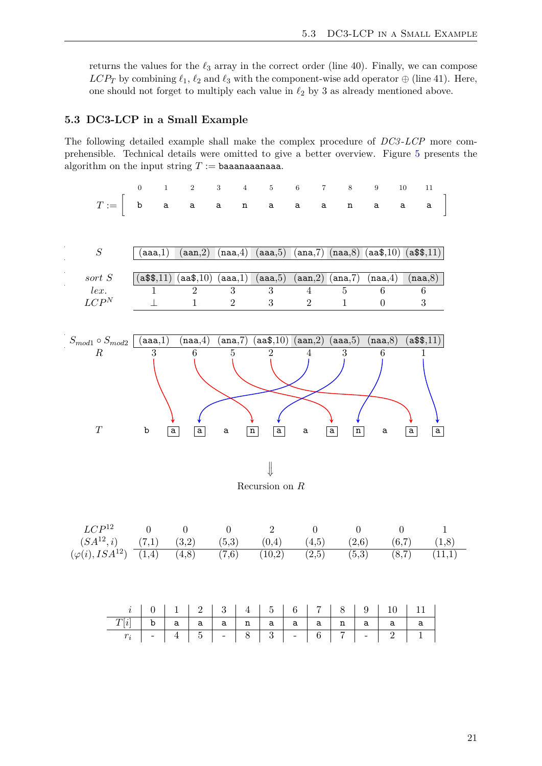returns the values for the $\ell_3$ array in the correct order (line 40). Finally, we can compose $LCP_T$ by combining $\ell_1$, $\ell_2$ and $\ell_3$ with the component-wise add operator $\oplus$ (line 41). Here, one should not forget to multiply each value in $\ell_2$ by 3 as already mentioned above.

### 5.3 DC3-LCP in a Small Example

The following detailed example shall make the complex procedure of *DC3-LCP* more comprehensible. Technical details were omitted to give a better overview. Figure 5 presents the algorithm on the input string $T :=$ baaanaaanaaa.

| | 0 | 1 | 2 | 3 | 4 | 5 | 6 | 7 | 8 | 9 | 10 | 11 |
|---|---|---|---|---|---|---|---|---|---|---|---|---|
| $T :=$ | b | a | a | a | n | a | a | a | n | a | a | a |

| $S$ | (aaa,1) | (aan,2) | (naa,4) | (aaa,5) | (ana,7) | (naa,8) | (aa\$,10) | (a\$\$,11) |
|---|---|---|---|---|---|---|---|---|

| *sort* $S$ | (a\$\$,11) | (aa\$,10) | (aaa,1) | (aaa,5) | (aan,2) | (ana,7) | (naa,4) | (naa,8) |
|---|---|---|---|---|---|---|---|---|
| *lex.* | 1 | 2 | 3 | 3 | 4 | 5 | 6 | 6 |
| $LCP^N$ | $\perp$ | 1 | 2 | 3 | 2 | 1 | 0 | 3 |

| $S_{mod1} \circ S_{mod2}$ | (aaa,1) | (naa,4) | (ana,7) | (aa\$,10) | (aan,2) | (aaa,5) | (naa,8) | (a\$\$,11) |
|---|---|---|---|---|---|---|---|---|
| $R$ | 3 | 6 | 5 | 2 | 4 | 3 | 6 | 1 |

$T$: b a a a n a a a n a a a

$\Downarrow$

Recursion on $R$

| $LCP^{12}$ | 0 | 0 | 0 | 2 | 0 | 0 | 0 | 1 |
|---|---|---|---|---|---|---|---|---|
| $(SA^{12}, i)$ | (7,1) | (3,2) | (5,3) | (0,4) | (4,5) | (2,6) | (6,7) | (1,8) |
| $(\varphi(i), ISA^{12})$ | (1,4) | (4,8) | (7,6) | (10,2) | (2,5) | (5,3) | (8,7) | (11,1) |

| $i$ | 0 | 1 | 2 | 3 | 4 | 5 | 6 | 7 | 8 | 9 | 10 | 11 |
|---|---|---|---|---|---|---|---|---|---|---|---|---|
| $T[i]$ | b | a | a | a | n | a | a | a | n | a | a | a |
| $r_i$ | - | 4 | 5 | - | 8 | 3 | - | 6 | 7 | - | 2 | 1 |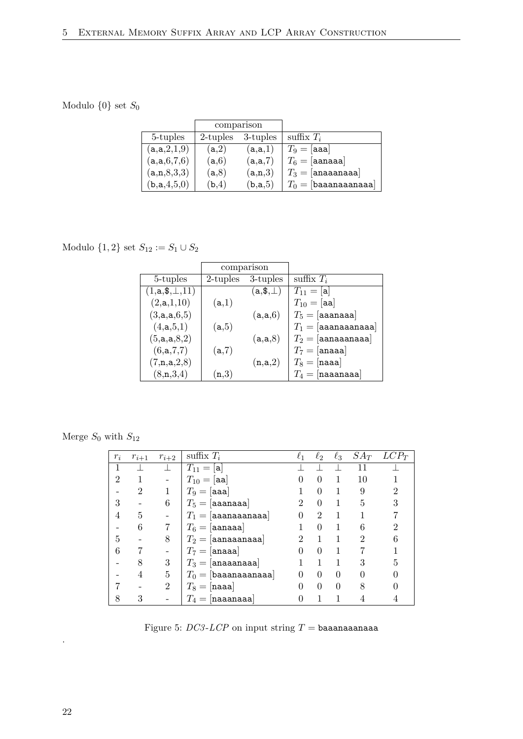Modulo $\{0\}$ set $S_0$

| | comparison | | |
|---|---|---|---|
| 5-tuples | 2-tuples | 3-tuples | suffix $T_i$ |
| (a,a,2,1,9) | (a,2) | (a,a,1) | $T_9 =$ [aaa] |
| (a,a,6,7,6) | (a,6) | (a,a,7) | $T_6 =$ [aanaaa] |
| (a,n,8,3,3) | (a,8) | (a,n,3) | $T_3 =$ [anaaanaaa] |
| (b,a,4,5,0) | (b,4) | (b,a,5) | $T_0 =$ [baaanaaanaaa] |

Modulo $\{1, 2\}$ set $S_{12} := S_1 \cup S_2$

| | comparison | | |
|---|---|---|---|
| 5-tuples | 2-tuples | 3-tuples | suffix $T_i$ |
| (1,a,\$,⊥,11) | | (a,\$,⊥) | $T_{11} =$ [a] |
| (2,a,1,10) | (a,1) | | $T_{10} =$ [aa] |
| (3,a,a,6,5) | | (a,a,6) | $T_5 =$ [aaanaaa] |
| (4,a,5,1) | (a,5) | | $T_1 =$ [aaanaaanaaa] |
| (5,a,a,8,2) | | (a,a,8) | $T_2 =$ [aanaaanaaa] |
| (6,a,7,7) | (a,7) | | $T_7 =$ [anaaa] |
| (7,n,a,2,8) | | (n,a,2) | $T_8 =$ [naaa] |
| (8,n,3,4) | (n,3) | | $T_4 =$ [naaanaaa] |

Merge $S_0$ with $S_{12}$

| $r_i$ | $r_{i+1}$ | $r_{i+2}$ | suffix $T_i$ | $\ell_1$ | $\ell_2$ | $\ell_3$ | $SA_T$ | $LCP_T$ |
|---|---|---|---|---|---|---|---|---|
| 1 | ⊥ | ⊥ | $T_{11} =$ [a] | ⊥ | ⊥ | ⊥ | 11 | ⊥ |
| 2 | 1 | - | $T_{10} =$ [aa] | 0 | 0 | 1 | 10 | 1 |
| - | 2 | 1 | $T_9 =$ [aaa] | 1 | 0 | 1 | 9 | 2 |
| 3 | - | 6 | $T_5 =$ [aaanaaa] | 2 | 0 | 1 | 5 | 3 |
| 4 | 5 | - | $T_1 =$ [aaanaaanaaa] | 0 | 2 | 1 | 1 | 7 |
| - | 6 | 7 | $T_6 =$ [aanaaa] | 1 | 0 | 1 | 6 | 2 |
| 5 | - | 8 | $T_2 =$ [aanaaanaaa] | 2 | 1 | 1 | 2 | 6 |
| 6 | 7 | - | $T_7 =$ [anaaa] | 0 | 0 | 1 | 7 | 1 |
| - | 8 | 3 | $T_3 =$ [anaaanaaa] | 1 | 1 | 1 | 3 | 5 |
| - | 4 | 5 | $T_0 =$ [baaanaaanaaa] | 0 | 0 | 0 | 0 | 0 |
| 7 | - | 2 | $T_8 =$ [naaa] | 0 | 0 | 0 | 8 | 0 |
| 8 | 3 | - | $T_4 =$ [naaanaaa] | 0 | 1 | 1 | 4 | 4 |

Figure 5: *DC3-LCP* on input string $T =$ baaanaaanaaa

.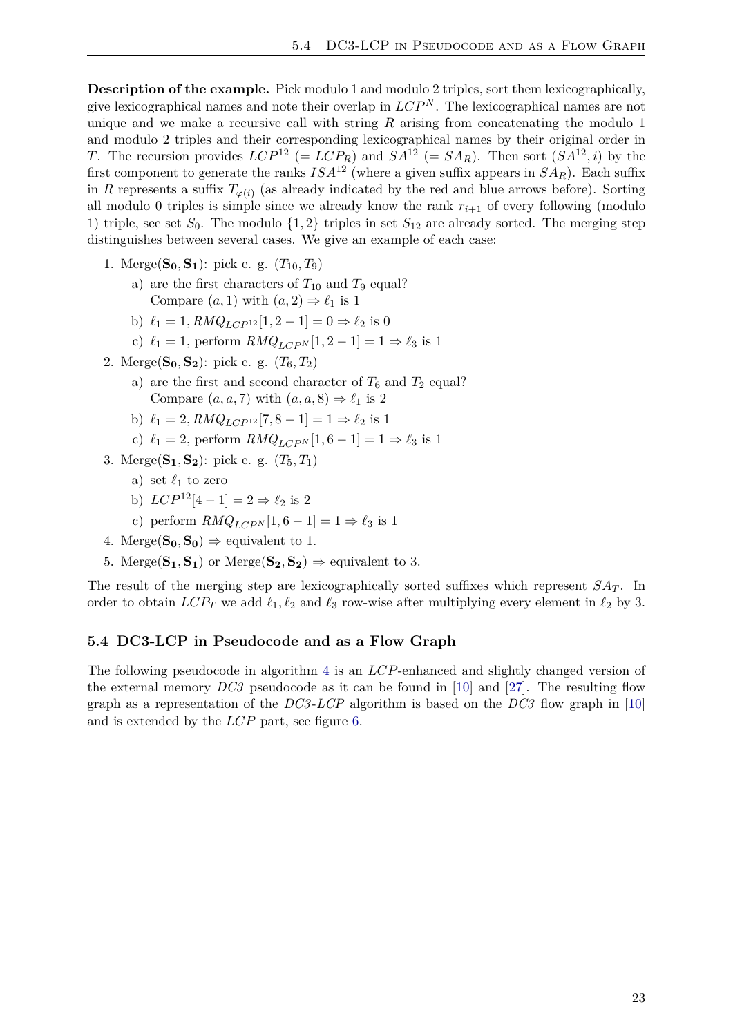**Description of the example.** Pick modulo 1 and modulo 2 triples, sort them lexicographically, give lexicographical names and note their overlap in $LCP^N$. The lexicographical names are not unique and we make a recursive call with string $R$ arising from concatenating the modulo 1 and modulo 2 triples and their corresponding lexicographical names by their original order in $T$. The recursion provides $LCP^{12}$ ($= LCP_R$) and $SA^{12}$ ($= SA_R$). Then sort $(SA^{12}, i)$ by the first component to generate the ranks $ISA^{12}$ (where a given suffix appears in $SA_R$). Each suffix in $R$ represents a suffix $T_{\varphi(i)}$ (as already indicated by the red and blue arrows before). Sorting all modulo 0 triples is simple since we already know the rank $r_{i+1}$ of every following (modulo 1) triple, see set $S_0$. The modulo $\{1, 2\}$ triples in set $S_{12}$ are already sorted. The merging step distinguishes between several cases. We give an example of each case:

1. Merge($\mathbf{S_0}, \mathbf{S_1}$): pick e. g. $(T_{10}, T_9)$
   a) are the first characters of $T_{10}$ and $T_9$ equal?
      Compare $(a, 1)$ with $(a, 2) \Rightarrow \ell_1$ is 1
   b) $\ell_1 = 1, RMQ_{LCP^{12}}[1, 2-1] = 0 \Rightarrow \ell_2$ is 0
   c) $\ell_1 = 1$, perform $RMQ_{LCP^N}[1, 2-1] = 1 \Rightarrow \ell_3$ is 1
2. Merge($\mathbf{S_0}, \mathbf{S_2}$): pick e. g. $(T_6, T_2)$
   a) are the first and second character of $T_6$ and $T_2$ equal?
      Compare $(a, a, 7)$ with $(a, a, 8) \Rightarrow \ell_1$ is 2
   b) $\ell_1 = 2, RMQ_{LCP^{12}}[7, 8-1] = 1 \Rightarrow \ell_2$ is 1
   c) $\ell_1 = 2$, perform $RMQ_{LCP^N}[1, 6-1] = 1 \Rightarrow \ell_3$ is 1
3. Merge($\mathbf{S_1}, \mathbf{S_2}$): pick e. g. $(T_5, T_1)$
   a) set $\ell_1$ to zero
   b) $LCP^{12}[4-1] = 2 \Rightarrow \ell_2$ is 2
   c) perform $RMQ_{LCP^N}[1, 6-1] = 1 \Rightarrow \ell_3$ is 1
4. Merge($\mathbf{S_0}, \mathbf{S_0}$) $\Rightarrow$ equivalent to 1.
5. Merge($\mathbf{S_1}, \mathbf{S_1}$) or Merge($\mathbf{S_2}, \mathbf{S_2}$) $\Rightarrow$ equivalent to 3.

The result of the merging step are lexicographically sorted suffixes which represent $SA_T$. In order to obtain $LCP_T$ we add $\ell_1, \ell_2$ and $\ell_3$ row-wise after multiplying every element in $\ell_2$ by 3.

## 5.4 DC3-LCP in Pseudocode and as a Flow Graph

The following pseudocode in algorithm 4 is an $LCP$-enhanced and slightly changed version of the external memory *DC3* pseudocode as it can be found in [10] and [27]. The resulting flow graph as a representation of the *DC3-LCP* algorithm is based on the *DC3* flow graph in [10] and is extended by the $LCP$ part, see figure 6.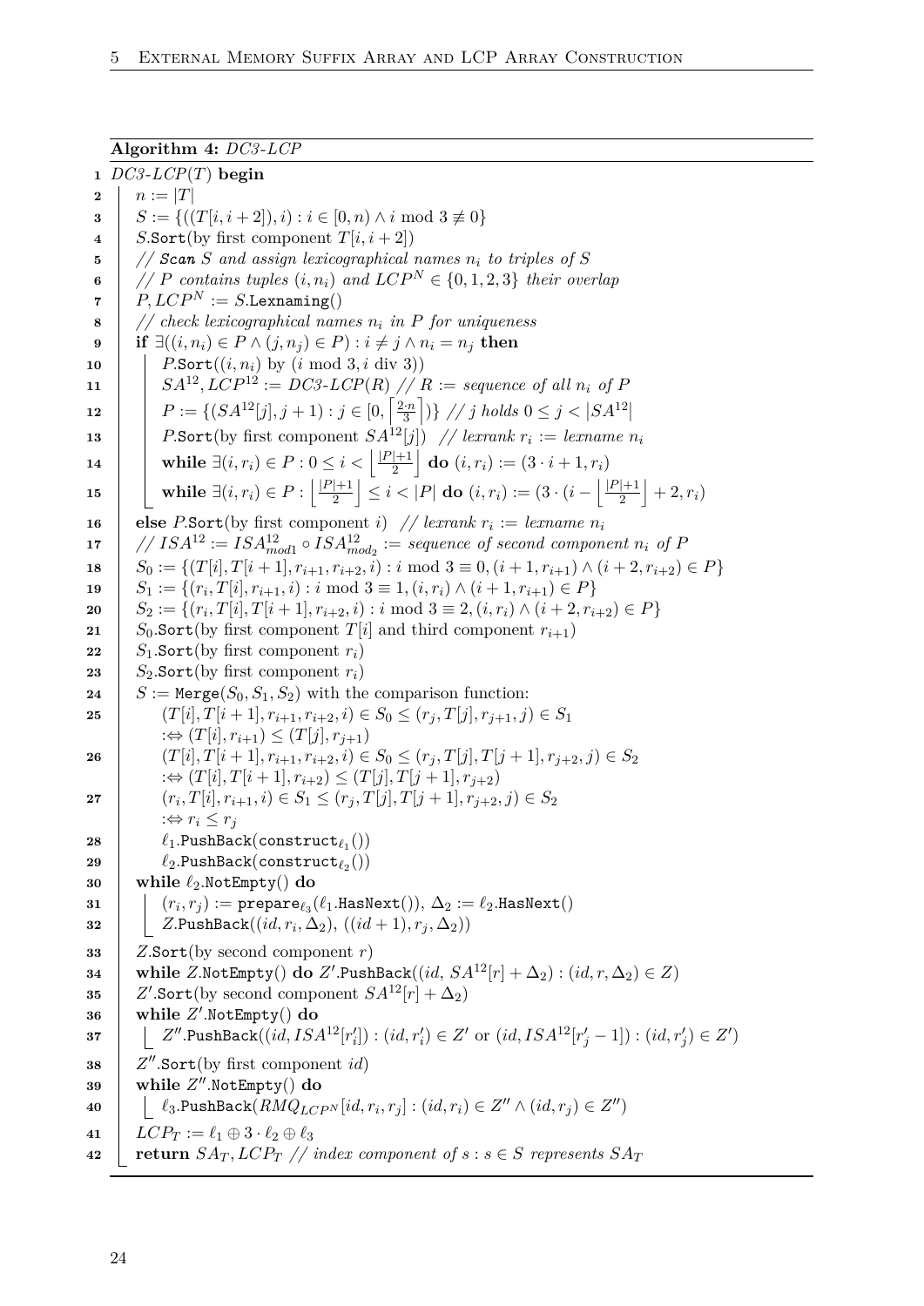**Algorithm 4:** *DC3-LCP*

```
1  DC3-LCP(T) begin
2      n := |T|
3      S := {((T[i, i+2]), i) : i ∈ [0, n) ∧ i mod 3 ≢ 0}
4      S.Sort(by first component T[i, i+2])
5      // Scan S and assign lexicographical names n_i to triples of S
6      // P contains tuples (i, n_i) and LCP^N ∈ {0,1,2,3} their overlap
7      P, LCP^N := S.Lexnaming()
8      // check lexicographical names n_i in P for uniqueness
9      if ∃((i, n_i) ∈ P ∧ (j, n_j) ∈ P) : i ≠ j ∧ n_i = n_j then
10         P.Sort((i, n_i) by (i mod 3, i div 3))
11         SA^12, LCP^12 := DC3-LCP(R) // R := sequence of all n_i of P
12         P := {(SA^12[j], j+1) : j ∈ [0, ⌈2·n/3⌉)} // j holds 0 ≤ j < |SA^12|
13         P.Sort(by first component SA^12[j])  // lexrank r_i := lexname n_i
14         while ∃(i, r_i) ∈ P : 0 ≤ i < ⌊(|P|+1)/2⌋ do (i, r_i) := (3·i+1, r_i)
15         while ∃(i, r_i) ∈ P : ⌊(|P|+1)/2⌋ ≤ i < |P| do (i, r_i) := (3·(i − ⌊(|P|+1)/2⌋) + 2, r_i)
16     else P.Sort(by first component i)  // lexrank r_i := lexname n_i
17     // ISA^12 := ISA^12_mod1 ∘ ISA^12_mod2 := sequence of second component n_i of P
18     S_0 := {(T[i], T[i+1], r_{i+1}, r_{i+2}, i) : i mod 3 ≡ 0, (i+1, r_{i+1}) ∧ (i+2, r_{i+2}) ∈ P}
19     S_1 := {(r_i, T[i], r_{i+1}, i) : i mod 3 ≡ 1, (i, r_i) ∧ (i+1, r_{i+1}) ∈ P}
20     S_2 := {(r_i, T[i], T[i+1], r_{i+2}, i) : i mod 3 ≡ 2, (i, r_i) ∧ (i+2, r_{i+2}) ∈ P}
21     S_0.Sort(by first component T[i] and third component r_{i+1})
22     S_1.Sort(by first component r_i)
23     S_2.Sort(by first component r_i)
24     S := Merge(S_0, S_1, S_2) with the comparison function:
25         (T[i], T[i+1], r_{i+1}, r_{i+2}, i) ∈ S_0 ≤ (r_j, T[j], r_{j+1}, j) ∈ S_1
           :⇔ (T[i], r_{i+1}) ≤ (T[j], r_{j+1})
26         (T[i], T[i+1], r_{i+1}, r_{i+2}, i) ∈ S_0 ≤ (r_j, T[j], T[j+1], r_{j+2}, j) ∈ S_2
           :⇔ (T[i], T[i+1], r_{i+2}) ≤ (T[j], T[j+1], r_{j+2})
27         (r_i, T[i], r_{i+1}, i) ∈ S_1 ≤ (r_j, T[j], T[j+1], r_{j+2}, j) ∈ S_2
           :⇔ r_i ≤ r_j
28         ℓ_1.PushBack(construct_ℓ1())
29         ℓ_2.PushBack(construct_ℓ2())
30     while ℓ_2.NotEmpty() do
31         (r_i, r_j) := prepare_ℓ3(ℓ_1.HasNext()), Δ_2 := ℓ_2.HasNext()
32         Z.PushBack((id, r_i, Δ_2), ((id+1), r_j, Δ_2))
33     Z.Sort(by second component r)
34     while Z.NotEmpty() do Z'.PushBack((id, SA^12[r] + Δ_2) : (id, r, Δ_2) ∈ Z)
35     Z'.Sort(by second component SA^12[r] + Δ_2)
36     while Z'.NotEmpty() do
37         Z''.PushBack((id, ISA^12[r'_i]) : (id, r'_i) ∈ Z' or (id, ISA^12[r'_j − 1]) : (id, r'_j) ∈ Z')
38     Z''.Sort(by first component id)
39     while Z''.NotEmpty() do
40         ℓ_3.PushBack(RMQ_{LCP^N}[id, r_i, r_j] : (id, r_i) ∈ Z'' ∧ (id, r_j) ∈ Z'')
41     LCP_T := ℓ_1 ⊕ 3·ℓ_2 ⊕ ℓ_3
42     return SA_T, LCP_T // index component of s : s ∈ S represents SA_T
```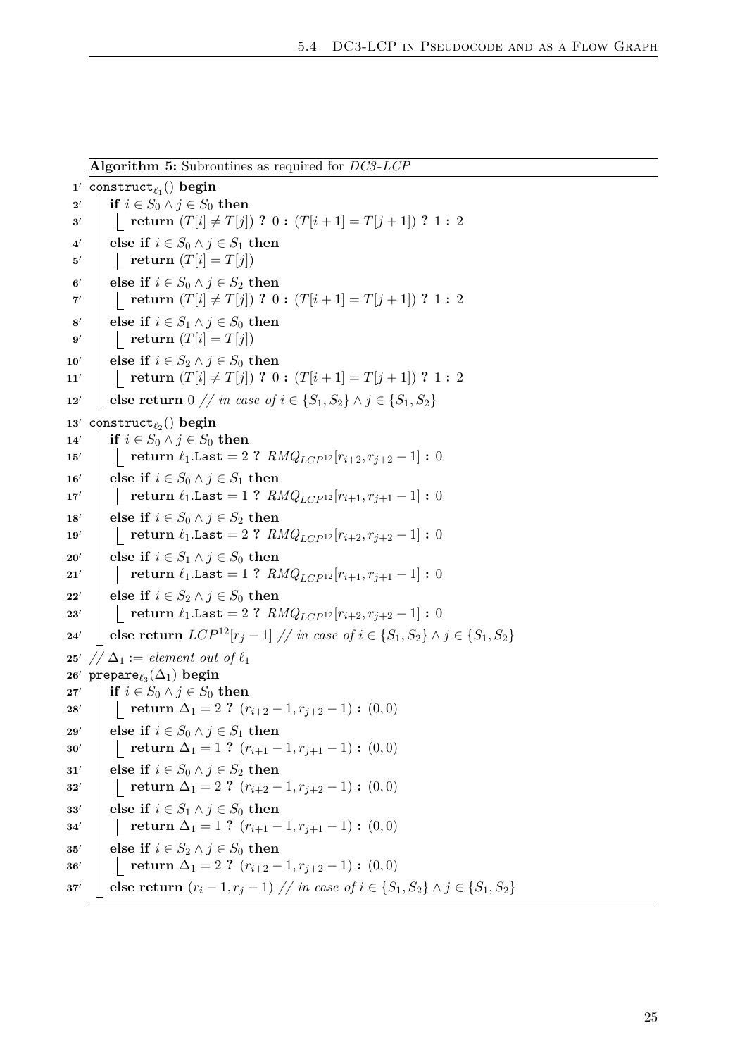**Algorithm 5:** Subroutines as required for *DC3-LCP*

```
1'  construct_ℓ1() begin
2'      if i ∈ S0 ∧ j ∈ S0 then
3'          return (T[i] ≠ T[j]) ? 0 : (T[i+1] = T[j+1]) ? 1 : 2
4'      else if i ∈ S0 ∧ j ∈ S1 then
5'          return (T[i] = T[j])
6'      else if i ∈ S0 ∧ j ∈ S2 then
7'          return (T[i] ≠ T[j]) ? 0 : (T[i+1] = T[j+1]) ? 1 : 2
8'      else if i ∈ S1 ∧ j ∈ S0 then
9'          return (T[i] = T[j])
10'     else if i ∈ S2 ∧ j ∈ S0 then
11'         return (T[i] ≠ T[j]) ? 0 : (T[i+1] = T[j+1]) ? 1 : 2
12'     else return 0 // in case of i ∈ {S1, S2} ∧ j ∈ {S1, S2}
13' construct_ℓ2() begin
14'     if i ∈ S0 ∧ j ∈ S0 then
15'         return ℓ1.Last = 2 ? RMQ_{LCP^12}[r_{i+2}, r_{j+2} − 1] : 0
16'     else if i ∈ S0 ∧ j ∈ S1 then
17'         return ℓ1.Last = 1 ? RMQ_{LCP^12}[r_{i+1}, r_{j+1} − 1] : 0
18'     else if i ∈ S0 ∧ j ∈ S2 then
19'         return ℓ1.Last = 2 ? RMQ_{LCP^12}[r_{i+2}, r_{j+2} − 1] : 0
20'     else if i ∈ S1 ∧ j ∈ S0 then
21'         return ℓ1.Last = 1 ? RMQ_{LCP^12}[r_{i+1}, r_{j+1} − 1] : 0
22'     else if i ∈ S2 ∧ j ∈ S0 then
23'         return ℓ1.Last = 2 ? RMQ_{LCP^12}[r_{i+2}, r_{j+2} − 1] : 0
24'     else return LCP^12[r_j − 1] // in case of i ∈ {S1, S2} ∧ j ∈ {S1, S2}
25' // Δ1 := element out of ℓ1
26' prepare_ℓ3(Δ1) begin
27'     if i ∈ S0 ∧ j ∈ S0 then
28'         return Δ1 = 2 ? (r_{i+2} − 1, r_{j+2} − 1) : (0, 0)
29'     else if i ∈ S0 ∧ j ∈ S1 then
30'         return Δ1 = 1 ? (r_{i+1} − 1, r_{j+1} − 1) : (0, 0)
31'     else if i ∈ S0 ∧ j ∈ S2 then
32'         return Δ1 = 2 ? (r_{i+2} − 1, r_{j+2} − 1) : (0, 0)
33'     else if i ∈ S1 ∧ j ∈ S0 then
34'         return Δ1 = 1 ? (r_{i+1} − 1, r_{j+1} − 1) : (0, 0)
35'     else if i ∈ S2 ∧ j ∈ S0 then
36'         return Δ1 = 2 ? (r_{i+2} − 1, r_{j+2} − 1) : (0, 0)
37'     else return (r_i − 1, r_j − 1) // in case of i ∈ {S1, S2} ∧ j ∈ {S1, S2}
```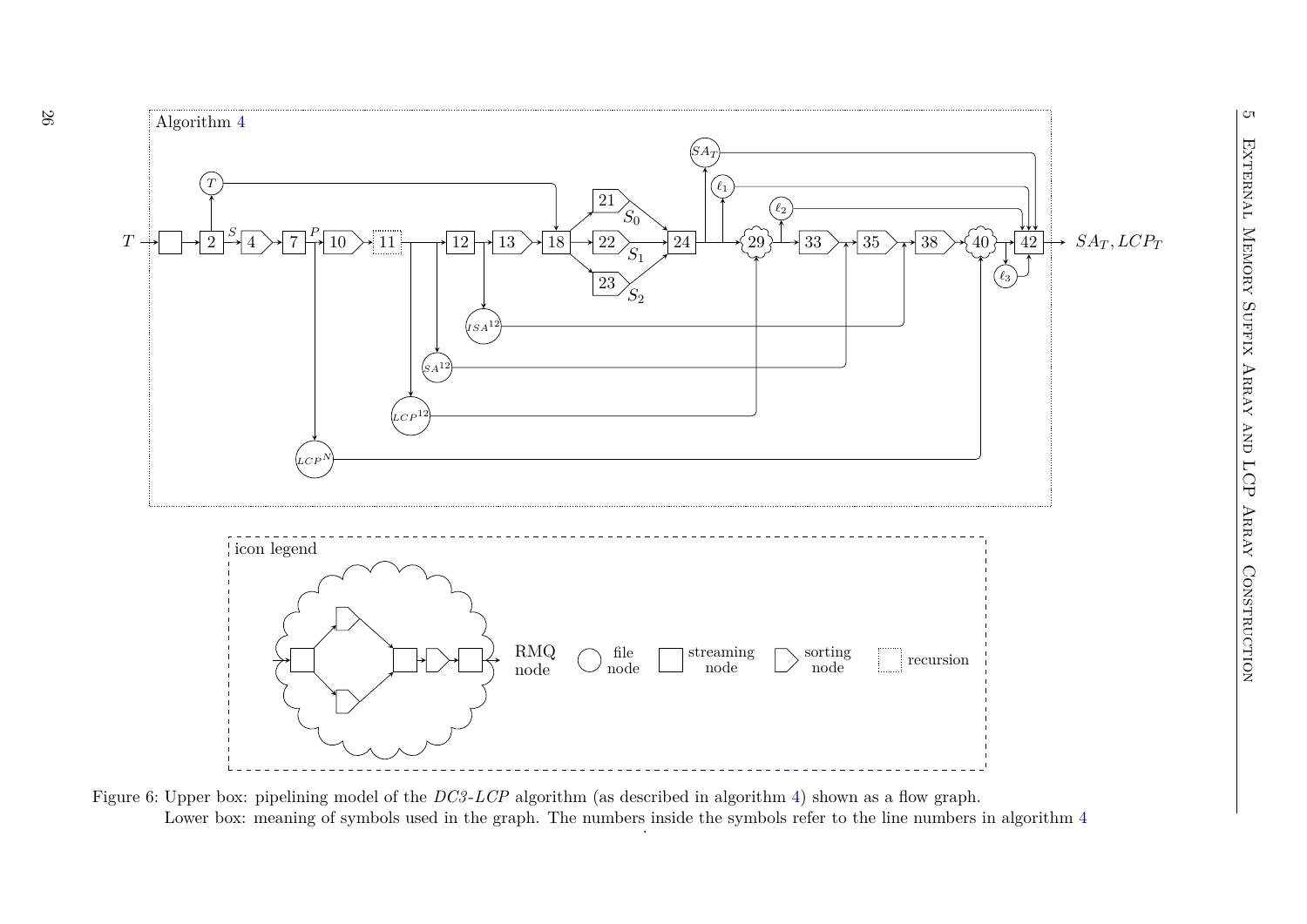Figure 6: Upper box: pipelining model of the *DC3-LCP* algorithm (as described in algorithm 4) shown as a flow graph.
Lower box: meaning of symbols used in the graph. The numbers inside the symbols refer to the line numbers in algorithm 4.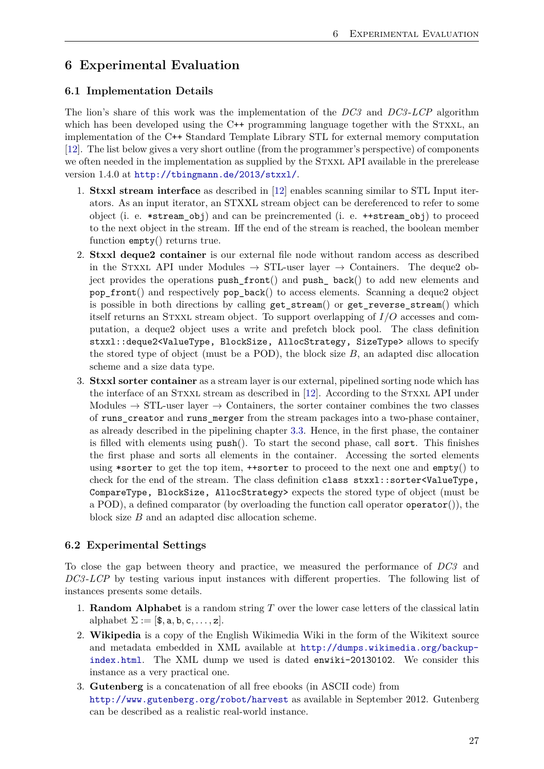# 6 Experimental Evaluation

## 6.1 Implementation Details

The lion's share of this work was the implementation of the *DC3* and *DC3-LCP* algorithm which has been developed using the C++ programming language together with the STXXL, an implementation of the C++ Standard Template Library STL for external memory computation [12]. The list below gives a very short outline (from the programmer's perspective) of components we often needed in the implementation as supplied by the STXXL API available in the prerelease version 1.4.0 at http://tbingmann.de/2013/stxxl/.

1. **Stxxl stream interface** as described in [12] enables scanning similar to STL Input iterators. As an input iterator, an STXXL stream object can be dereferenced to refer to some object (i. e. `*stream_obj`) and can be preincremented (i. e. `++stream_obj`) to proceed to the next object in the stream. Iff the end of the stream is reached, the boolean member function `empty`() returns true.
2. **Stxxl deque2 container** is our external file node without random access as described in the STXXL API under Modules → STL-user layer → Containers. The deque2 object provides the operations `push_front`() and `push_ back`() to add new elements and `pop_front`() and respectively `pop_back`() to access elements. Scanning a deque2 object is possible in both directions by calling `get_stream`() or `get_reverse_stream`() which itself returns an STXXL stream object. To support overlapping of $I/O$ accesses and computation, a deque2 object uses a write and prefetch block pool. The class definition `stxxl::deque2<ValueType, BlockSize, AllocStrategy, SizeType>` allows to specify the stored type of object (must be a POD), the block size $B$, an adapted disc allocation scheme and a size data type.
3. **Stxxl sorter container** as a stream layer is our external, pipelined sorting node which has the interface of an STXXL stream as described in [12]. According to the STXXL API under Modules → STL-user layer → Containers, the sorter container combines the two classes of `runs_creator` and `runs_merger` from the stream packages into a two-phase container, as already described in the pipelining chapter 3.3. Hence, in the first phase, the container is filled with elements using `push`(). To start the second phase, call `sort`. This finishes the first phase and sorts all elements in the container. Accessing the sorted elements using `*sorter` to get the top item, `++sorter` to proceed to the next one and `empty`() to check for the end of the stream. The class definition `class stxxl::sorter<ValueType, CompareType, BlockSize, AllocStrategy>` expects the stored type of object (must be a POD), a defined comparator (by overloading the function call operator `operator`()), the block size $B$ and an adapted disc allocation scheme.

## 6.2 Experimental Settings

To close the gap between theory and practice, we measured the performance of *DC3* and *DC3-LCP* by testing various input instances with different properties. The following list of instances presents some details.

1. **Random Alphabet** is a random string $T$ over the lower case letters of the classical latin alphabet $\Sigma := [\$, \mathtt{a}, \mathtt{b}, \mathtt{c}, \ldots, \mathtt{z}]$.
2. **Wikipedia** is a copy of the English Wikimedia Wiki in the form of the Wikitext source and metadata embedded in XML available at http://dumps.wikimedia.org/backup-index.html. The XML dump we used is dated `enwiki-20130102`. We consider this instance as a very practical one.
3. **Gutenberg** is a concatenation of all free ebooks (in ASCII code) from http://www.gutenberg.org/robot/harvest as available in September 2012. Gutenberg can be described as a realistic real-world instance.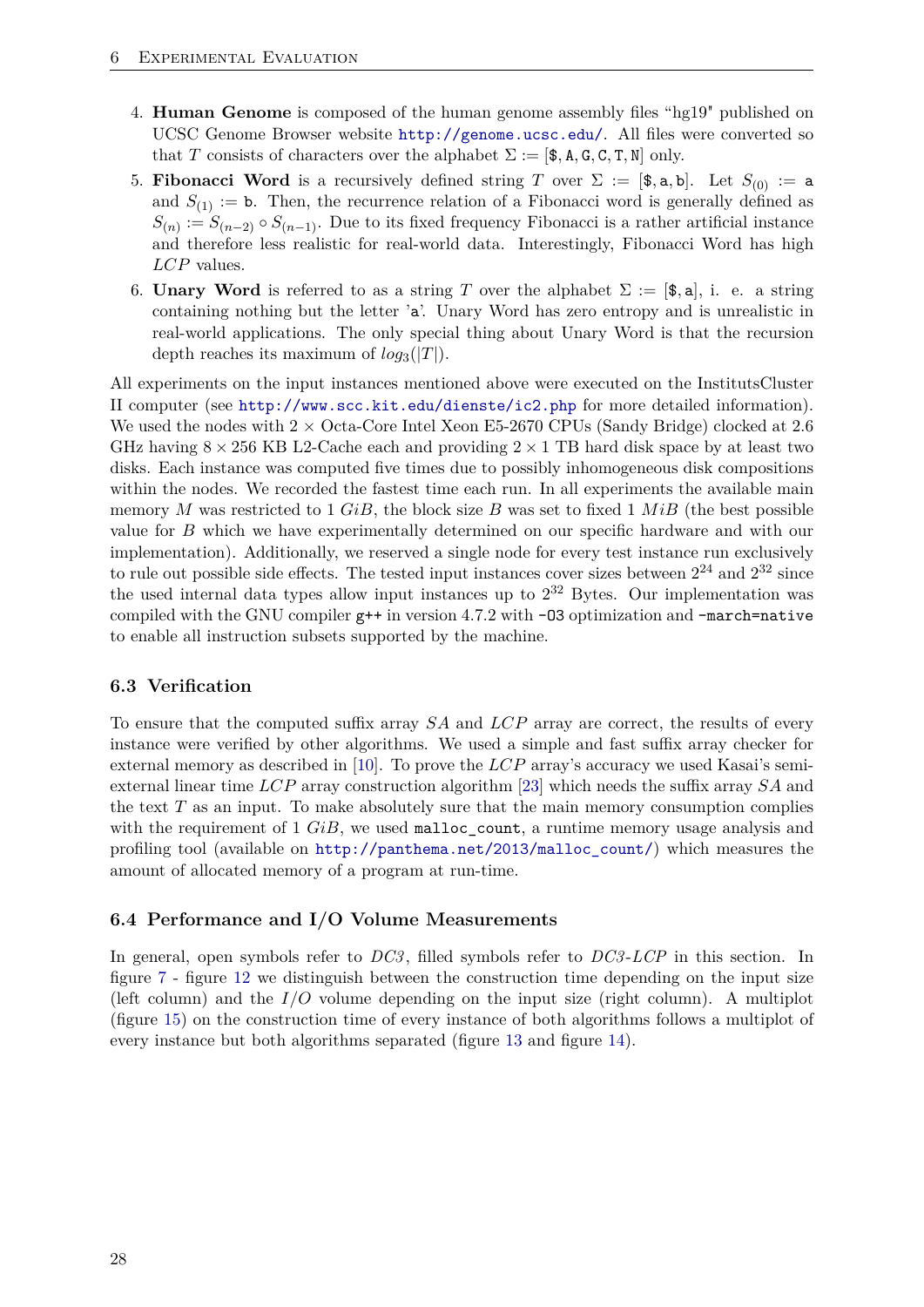4. **Human Genome** is composed of the human genome assembly files "hg19" published on UCSC Genome Browser website http://genome.ucsc.edu/. All files were converted so that $T$ consists of characters over the alphabet $\Sigma := [\$, \texttt{A}, \texttt{G}, \texttt{C}, \texttt{T}, \texttt{N}]$ only.
5. **Fibonacci Word** is a recursively defined string $T$ over $\Sigma := [\$, \texttt{a}, \texttt{b}]$. Let $S_{(0)} := \texttt{a}$ and $S_{(1)} := \texttt{b}$. Then, the recurrence relation of a Fibonacci word is generally defined as $S_{(n)} := S_{(n-2)} \circ S_{(n-1)}$. Due to its fixed frequency Fibonacci is a rather artificial instance and therefore less realistic for real-world data. Interestingly, Fibonacci Word has high *LCP* values.
6. **Unary Word** is referred to as a string $T$ over the alphabet $\Sigma := [\$, \texttt{a}]$, i. e. a string containing nothing but the letter 'a'. Unary Word has zero entropy and is unrealistic in real-world applications. The only special thing about Unary Word is that the recursion depth reaches its maximum of $log_3(|T|)$.

All experiments on the input instances mentioned above were executed on the InstitutsCluster II computer (see http://www.scc.kit.edu/dienste/ic2.php for more detailed information). We used the nodes with $2 \times$ Octa-Core Intel Xeon E5-2670 CPUs (Sandy Bridge) clocked at 2.6 GHz having $8 \times 256$ KB L2-Cache each and providing $2 \times 1$ TB hard disk space by at least two disks. Each instance was computed five times due to possibly inhomogeneous disk compositions within the nodes. We recorded the fastest time each run. In all experiments the available main memory $M$ was restricted to 1 $GiB$, the block size $B$ was set to fixed 1 $MiB$ (the best possible value for $B$ which we have experimentally determined on our specific hardware and with our implementation). Additionally, we reserved a single node for every test instance run exclusively to rule out possible side effects. The tested input instances cover sizes between $2^{24}$ and $2^{32}$ since the used internal data types allow input instances up to $2^{32}$ Bytes. Our implementation was compiled with the GNU compiler `g++` in version 4.7.2 with `-O3` optimization and `-march=native` to enable all instruction subsets supported by the machine.

### 6.3 Verification

To ensure that the computed suffix array *SA* and *LCP* array are correct, the results of every instance were verified by other algorithms. We used a simple and fast suffix array checker for external memory as described in [10]. To prove the *LCP* array's accuracy we used Kasai's semi-external linear time *LCP* array construction algorithm [23] which needs the suffix array *SA* and the text $T$ as an input. To make absolutely sure that the main memory consumption complies with the requirement of 1 $GiB$, we used `malloc_count`, a runtime memory usage analysis and profiling tool (available on http://panthema.net/2013/malloc_count/) which measures the amount of allocated memory of a program at run-time.

### 6.4 Performance and I/O Volume Measurements

In general, open symbols refer to *DC3*, filled symbols refer to *DC3-LCP* in this section. In figure 7 - figure 12 we distinguish between the construction time depending on the input size (left column) and the $I/O$ volume depending on the input size (right column). A multiplot (figure 15) on the construction time of every instance of both algorithms follows a multiplot of every instance but both algorithms separated (figure 13 and figure 14).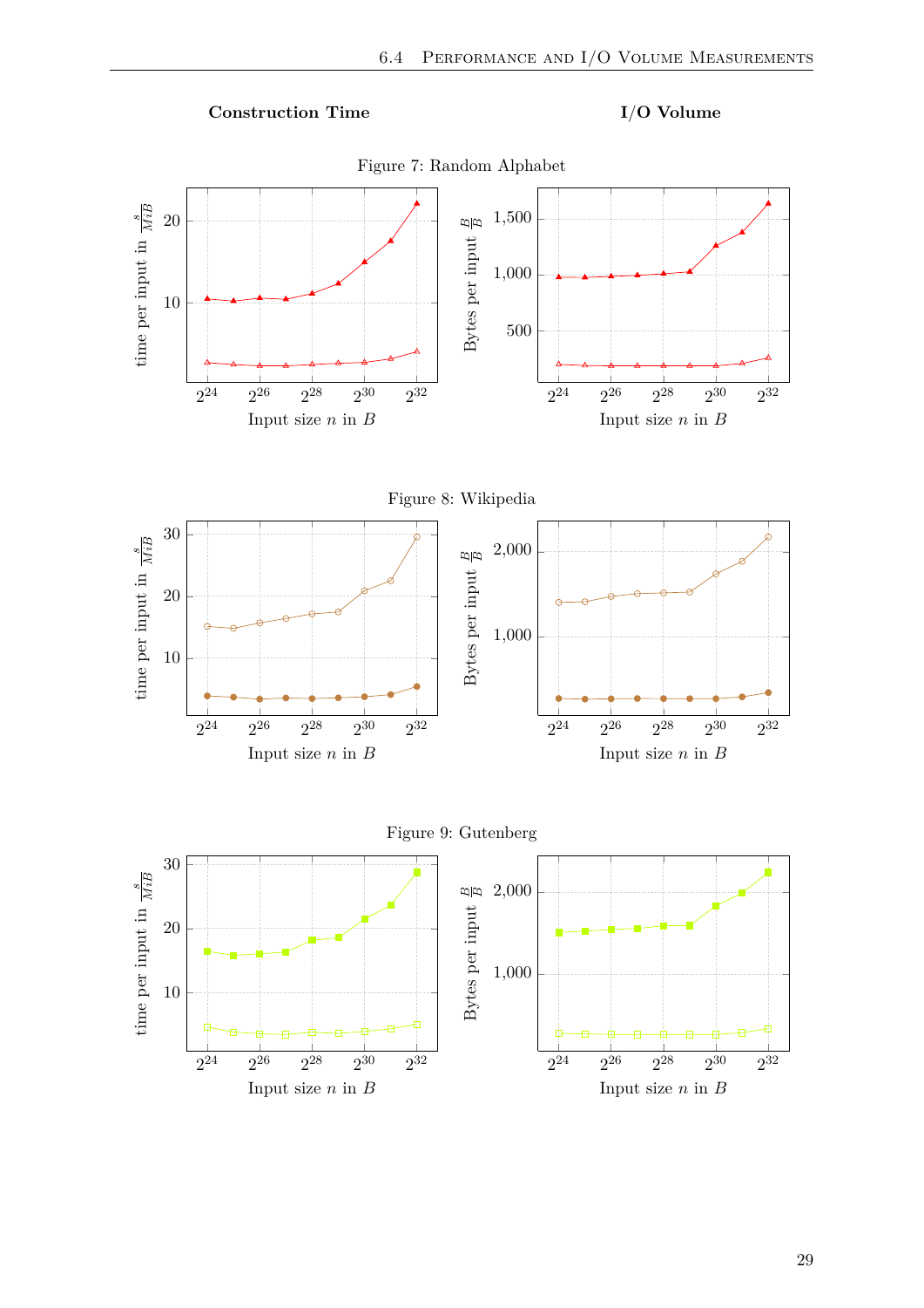**Construction Time** **I/O Volume**

Figure 7: Random Alphabet

Figure 8: Wikipedia

Figure 9: Gutenberg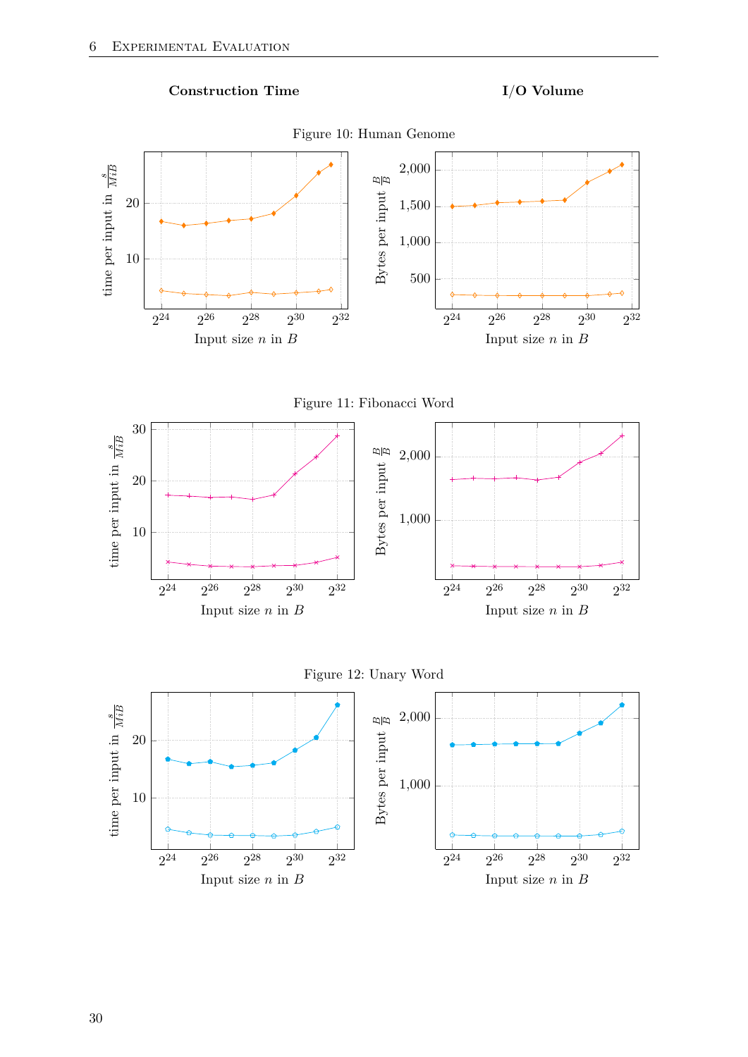**Construction Time** **I/O Volume**

Figure 10: Human Genome

Figure 11: Fibonacci Word

Figure 12: Unary Word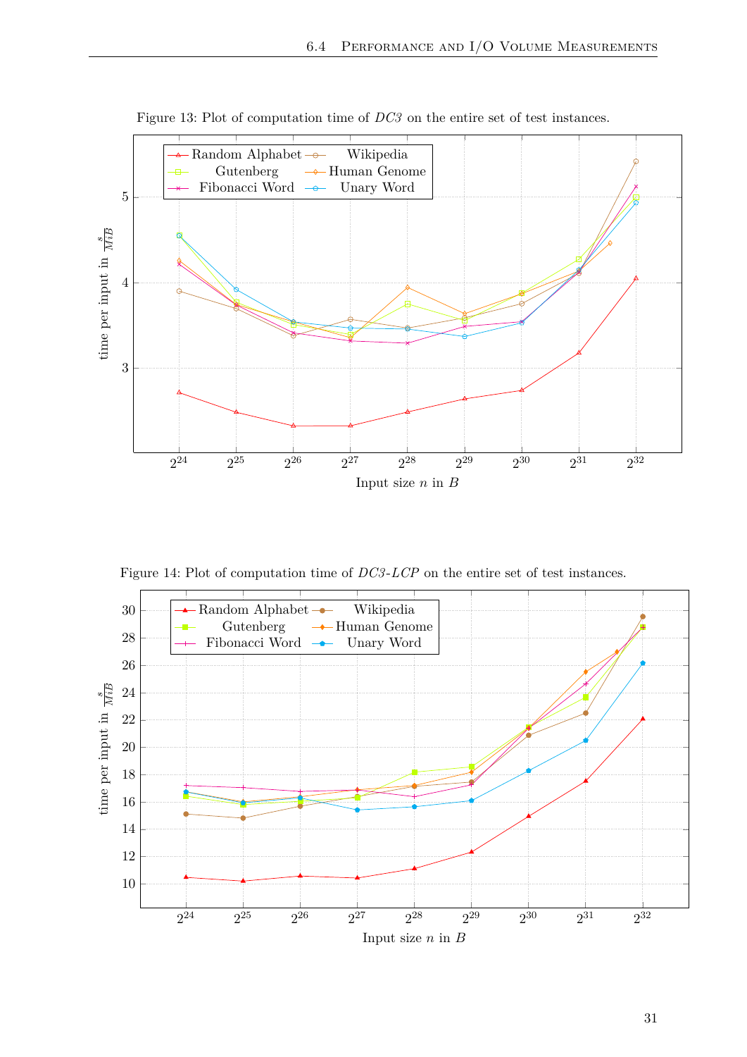Figure 13: Plot of computation time of *DC3* on the entire set of test instances.

Figure 14: Plot of computation time of *DC3-LCP* on the entire set of test instances.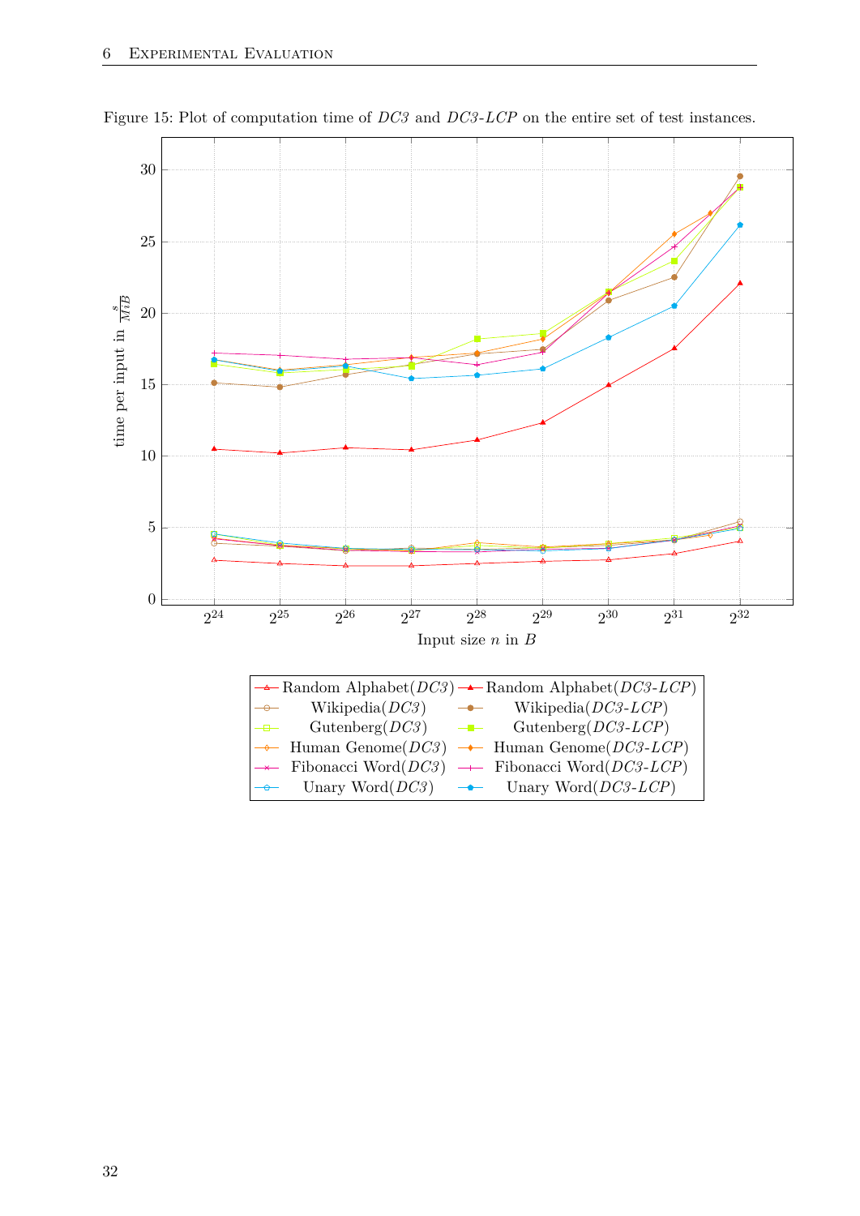Figure 15: Plot of computation time of *DC3* and *DC3-LCP* on the entire set of test instances.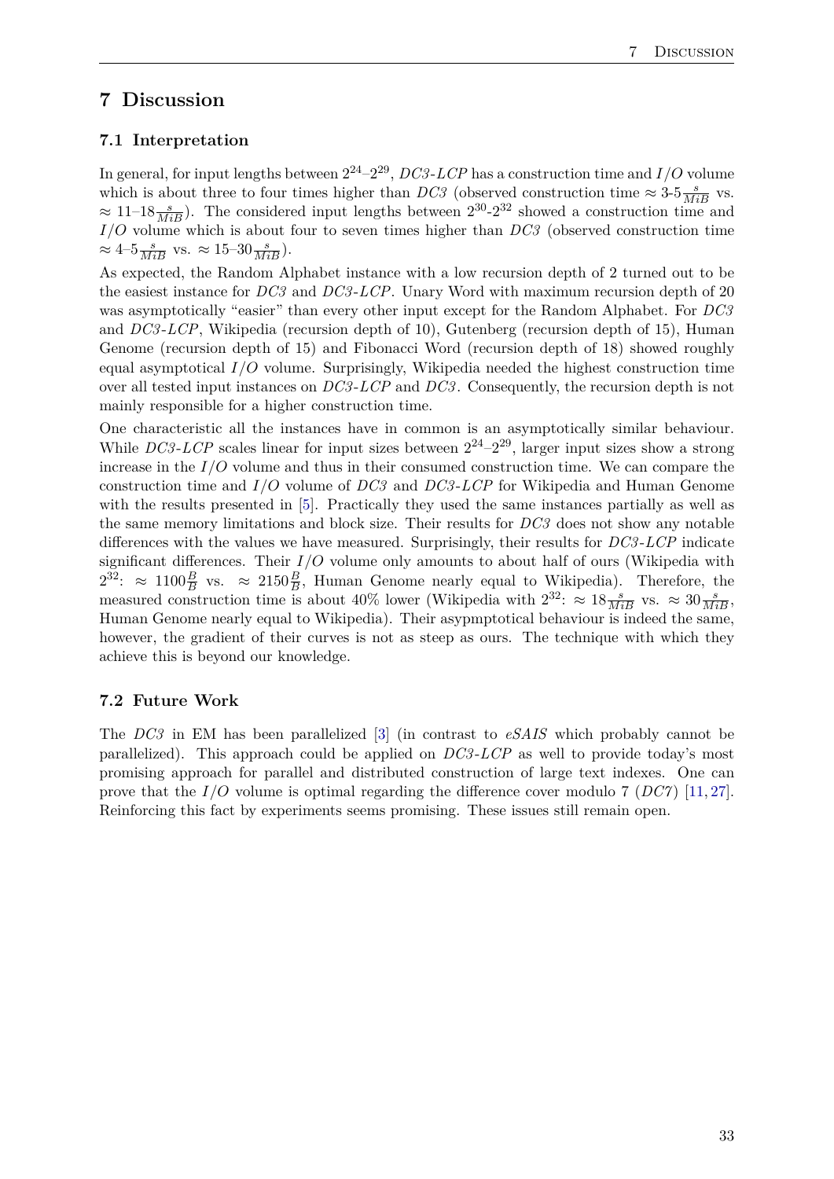# 7 Discussion

## 7.1 Interpretation

In general, for input lengths between $2^{24}$–$2^{29}$, *DC3-LCP* has a construction time and $I/O$ volume which is about three to four times higher than *DC3* (observed construction time $\approx$ 3-5$\frac{s}{MiB}$ vs. $\approx$ 11–18$\frac{s}{MiB}$). The considered input lengths between $2^{30}$-$2^{32}$ showed a construction time and $I/O$ volume which is about four to seven times higher than *DC3* (observed construction time $\approx$ 4–5$\frac{s}{MiB}$ vs. $\approx$ 15–30$\frac{s}{MiB}$).

As expected, the Random Alphabet instance with a low recursion depth of 2 turned out to be the easiest instance for *DC3* and *DC3-LCP*. Unary Word with maximum recursion depth of 20 was asymptotically "easier" than every other input except for the Random Alphabet. For *DC3* and *DC3-LCP*, Wikipedia (recursion depth of 10), Gutenberg (recursion depth of 15), Human Genome (recursion depth of 15) and Fibonacci Word (recursion depth of 18) showed roughly equal asymptotical $I/O$ volume. Surprisingly, Wikipedia needed the highest construction time over all tested input instances on *DC3-LCP* and *DC3*. Consequently, the recursion depth is not mainly responsible for a higher construction time.

One characteristic all the instances have in common is an asymptotically similar behaviour. While *DC3-LCP* scales linear for input sizes between $2^{24}$–$2^{29}$, larger input sizes show a strong increase in the $I/O$ volume and thus in their consumed construction time. We can compare the construction time and $I/O$ volume of *DC3* and *DC3-LCP* for Wikipedia and Human Genome with the results presented in [5]. Practically they used the same instances partially as well as the same memory limitations and block size. Their results for *DC3* does not show any notable differences with the values we have measured. Surprisingly, their results for *DC3-LCP* indicate significant differences. Their $I/O$ volume only amounts to about half of ours (Wikipedia with $2^{32}$: $\approx$ 1100$\frac{B}{B}$ vs. $\approx$ 2150$\frac{B}{B}$, Human Genome nearly equal to Wikipedia). Therefore, the measured construction time is about 40% lower (Wikipedia with $2^{32}$: $\approx$ 18$\frac{s}{MiB}$ vs. $\approx$ 30$\frac{s}{MiB}$, Human Genome nearly equal to Wikipedia). Their asypmptotical behaviour is indeed the same, however, the gradient of their curves is not as steep as ours. The technique with which they achieve this is beyond our knowledge.

## 7.2 Future Work

The *DC3* in EM has been parallelized [3] (in contrast to *eSAIS* which probably cannot be parallelized). This approach could be applied on *DC3-LCP* as well to provide today's most promising approach for parallel and distributed construction of large text indexes. One can prove that the $I/O$ volume is optimal regarding the difference cover modulo 7 (*DC7*) [11, 27]. Reinforcing this fact by experiments seems promising. These issues still remain open.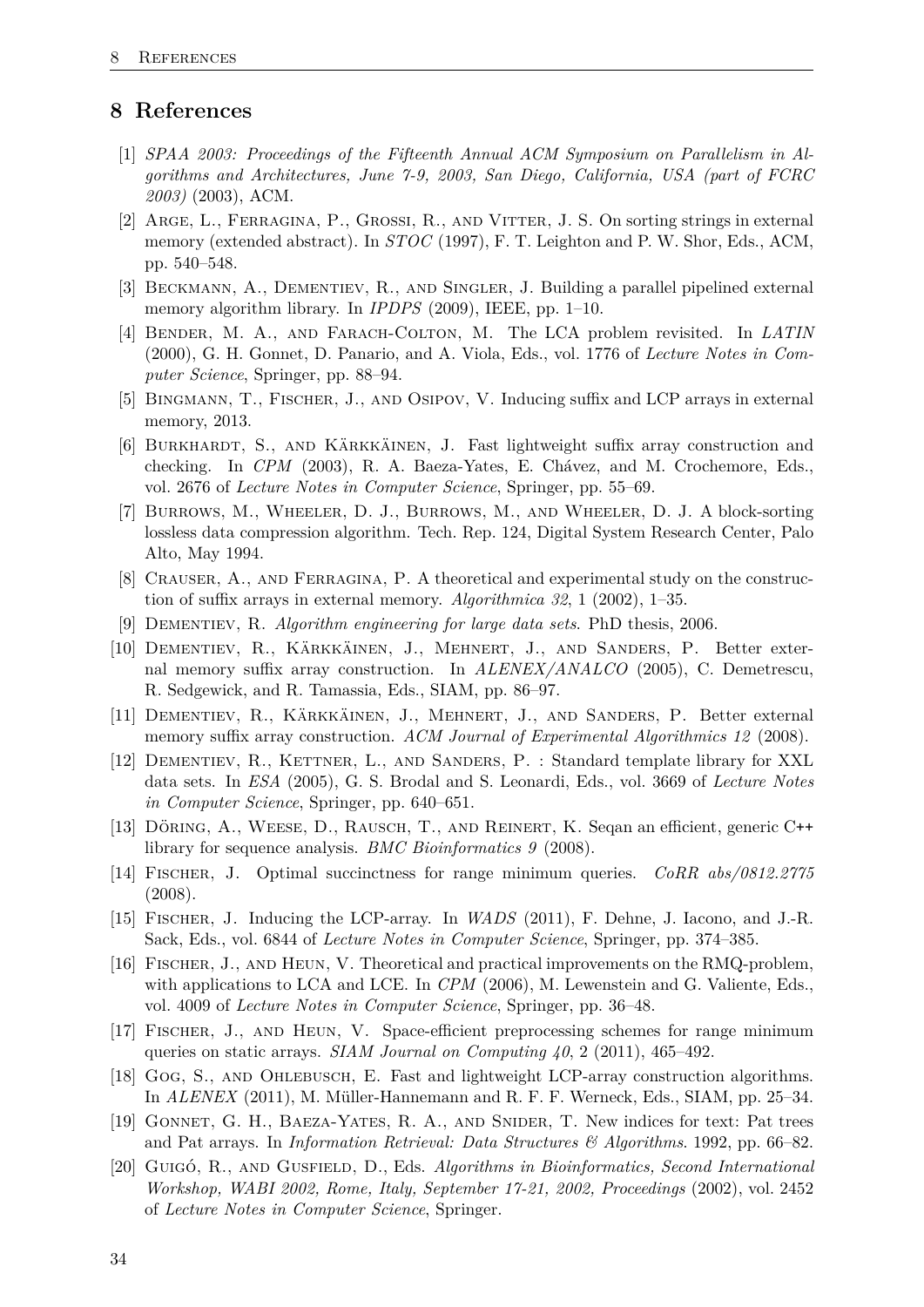## 8 References

[1] *SPAA 2003: Proceedings of the Fifteenth Annual ACM Symposium on Parallelism in Algorithms and Architectures, June 7-9, 2003, San Diego, California, USA (part of FCRC 2003)* (2003), ACM.

[2] Arge, L., Ferragina, P., Grossi, R., and Vitter, J. S. On sorting strings in external memory (extended abstract). In *STOC* (1997), F. T. Leighton and P. W. Shor, Eds., ACM, pp. 540–548.

[3] Beckmann, A., Dementiev, R., and Singler, J. Building a parallel pipelined external memory algorithm library. In *IPDPS* (2009), IEEE, pp. 1–10.

[4] Bender, M. A., and Farach-Colton, M. The LCA problem revisited. In *LATIN* (2000), G. H. Gonnet, D. Panario, and A. Viola, Eds., vol. 1776 of *Lecture Notes in Computer Science*, Springer, pp. 88–94.

[5] Bingmann, T., Fischer, J., and Osipov, V. Inducing suffix and LCP arrays in external memory, 2013.

[6] Burkhardt, S., and Kärkkäinen, J. Fast lightweight suffix array construction and checking. In *CPM* (2003), R. A. Baeza-Yates, E. Chávez, and M. Crochemore, Eds., vol. 2676 of *Lecture Notes in Computer Science*, Springer, pp. 55–69.

[7] Burrows, M., Wheeler, D. J., Burrows, M., and Wheeler, D. J. A block-sorting lossless data compression algorithm. Tech. Rep. 124, Digital System Research Center, Palo Alto, May 1994.

[8] Crauser, A., and Ferragina, P. A theoretical and experimental study on the construction of suffix arrays in external memory. *Algorithmica 32*, 1 (2002), 1–35.

[9] Dementiev, R. *Algorithm engineering for large data sets*. PhD thesis, 2006.

[10] Dementiev, R., Kärkkäinen, J., Mehnert, J., and Sanders, P. Better external memory suffix array construction. In *ALENEX/ANALCO* (2005), C. Demetrescu, R. Sedgewick, and R. Tamassia, Eds., SIAM, pp. 86–97.

[11] Dementiev, R., Kärkkäinen, J., Mehnert, J., and Sanders, P. Better external memory suffix array construction. *ACM Journal of Experimental Algorithmics 12* (2008).

[12] Dementiev, R., Kettner, L., and Sanders, P. : Standard template library for XXL data sets. In *ESA* (2005), G. S. Brodal and S. Leonardi, Eds., vol. 3669 of *Lecture Notes in Computer Science*, Springer, pp. 640–651.

[13] Döring, A., Weese, D., Rausch, T., and Reinert, K. Seqan an efficient, generic C++ library for sequence analysis. *BMC Bioinformatics 9* (2008).

[14] Fischer, J. Optimal succinctness for range minimum queries. *CoRR abs/0812.2775* (2008).

[15] Fischer, J. Inducing the LCP-array. In *WADS* (2011), F. Dehne, J. Iacono, and J.-R. Sack, Eds., vol. 6844 of *Lecture Notes in Computer Science*, Springer, pp. 374–385.

[16] Fischer, J., and Heun, V. Theoretical and practical improvements on the RMQ-problem, with applications to LCA and LCE. In *CPM* (2006), M. Lewenstein and G. Valiente, Eds., vol. 4009 of *Lecture Notes in Computer Science*, Springer, pp. 36–48.

[17] Fischer, J., and Heun, V. Space-efficient preprocessing schemes for range minimum queries on static arrays. *SIAM Journal on Computing 40*, 2 (2011), 465–492.

[18] Gog, S., and Ohlebusch, E. Fast and lightweight LCP-array construction algorithms. In *ALENEX* (2011), M. Müller-Hannemann and R. F. F. Werneck, Eds., SIAM, pp. 25–34.

[19] Gonnet, G. H., Baeza-Yates, R. A., and Snider, T. New indices for text: Pat trees and Pat arrays. In *Information Retrieval: Data Structures & Algorithms*. 1992, pp. 66–82.

[20] Guigó, R., and Gusfield, D., Eds. *Algorithms in Bioinformatics, Second International Workshop, WABI 2002, Rome, Italy, September 17-21, 2002, Proceedings* (2002), vol. 2452 of *Lecture Notes in Computer Science*, Springer.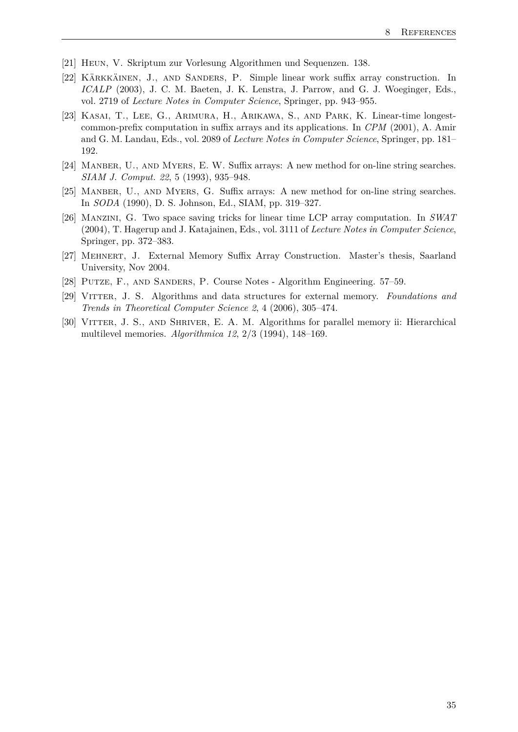[21] Heun, V. Skriptum zur Vorlesung Algorithmen und Sequenzen. 138.

[22] Kärkkäinen, J., and Sanders, P. Simple linear work suffix array construction. In *ICALP* (2003), J. C. M. Baeten, J. K. Lenstra, J. Parrow, and G. J. Woeginger, Eds., vol. 2719 of *Lecture Notes in Computer Science*, Springer, pp. 943–955.

[23] Kasai, T., Lee, G., Arimura, H., Arikawa, S., and Park, K. Linear-time longest-common-prefix computation in suffix arrays and its applications. In *CPM* (2001), A. Amir and G. M. Landau, Eds., vol. 2089 of *Lecture Notes in Computer Science*, Springer, pp. 181–192.

[24] Manber, U., and Myers, E. W. Suffix arrays: A new method for on-line string searches. *SIAM J. Comput. 22*, 5 (1993), 935–948.

[25] Manber, U., and Myers, G. Suffix arrays: A new method for on-line string searches. In *SODA* (1990), D. S. Johnson, Ed., SIAM, pp. 319–327.

[26] Manzini, G. Two space saving tricks for linear time LCP array computation. In *SWAT* (2004), T. Hagerup and J. Katajainen, Eds., vol. 3111 of *Lecture Notes in Computer Science*, Springer, pp. 372–383.

[27] Mehnert, J. External Memory Suffix Array Construction. Master's thesis, Saarland University, Nov 2004.

[28] Putze, F., and Sanders, P. Course Notes - Algorithm Engineering. 57–59.

[29] Vitter, J. S. Algorithms and data structures for external memory. *Foundations and Trends in Theoretical Computer Science 2*, 4 (2006), 305–474.

[30] Vitter, J. S., and Shriver, E. A. M. Algorithms for parallel memory ii: Hierarchical multilevel memories. *Algorithmica 12*, 2/3 (1994), 148–169.